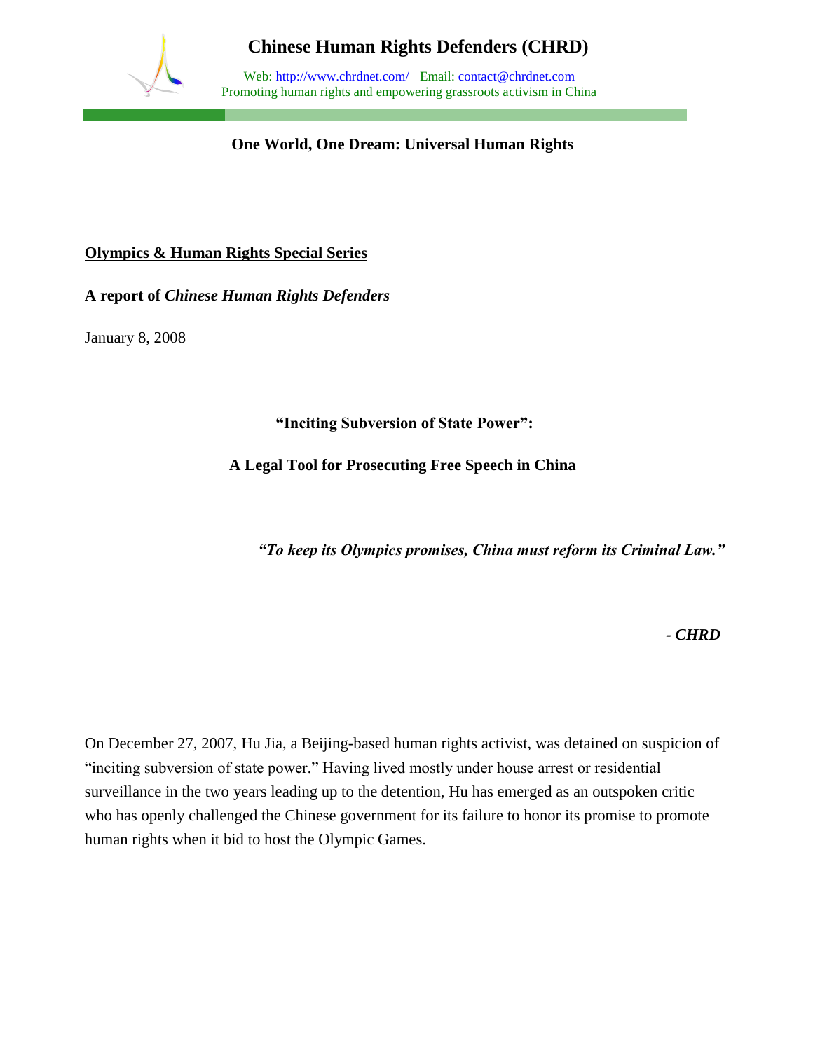# Chinese Human Rights Defenders (CHRD)

Web: http://www.chrdnet.com/ Email: contact@chrdnet.com
Promoting human rights and empowering grassroots activism in China

**One World, One Dream: Universal Human Rights**

**<u>Olympics & Human Rights Special Series</u>**

**A report of *Chinese Human Rights Defenders***

January 8, 2008

## "Inciting Subversion of State Power":

## A Legal Tool for Prosecuting Free Speech in China

***"To keep its Olympics promises, China must reform its Criminal Law."***

***- CHRD***

On December 27, 2007, Hu Jia, a Beijing-based human rights activist, was detained on suspicion of "inciting subversion of state power." Having lived mostly under house arrest or residential surveillance in the two years leading up to the detention, Hu has emerged as an outspoken critic who has openly challenged the Chinese government for its failure to honor its promise to promote human rights when it bid to host the Olympic Games.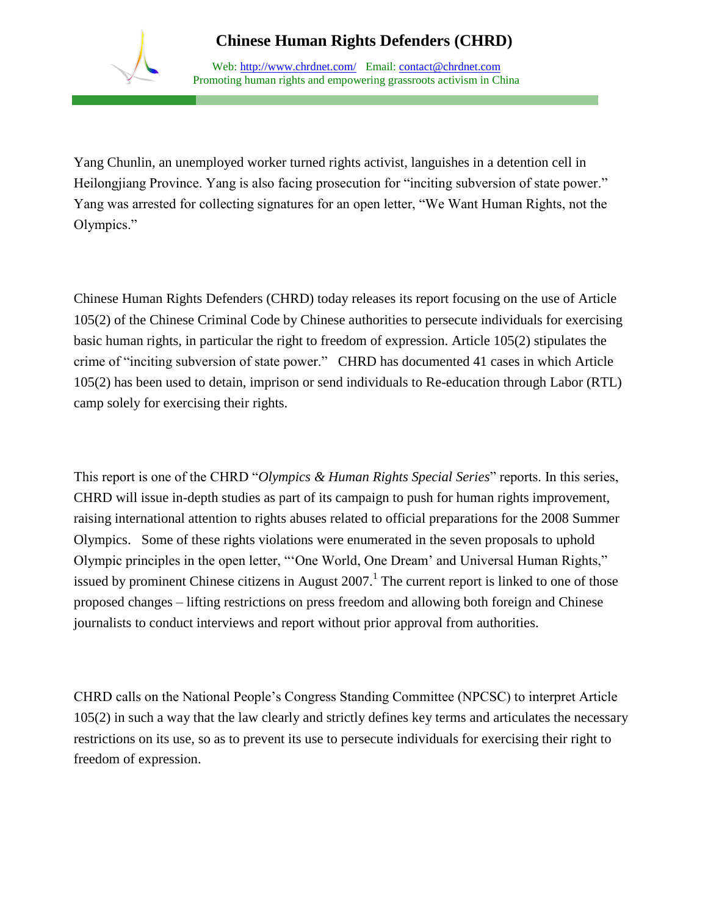Yang Chunlin, an unemployed worker turned rights activist, languishes in a detention cell in Heilongjiang Province. Yang is also facing prosecution for "inciting subversion of state power." Yang was arrested for collecting signatures for an open letter, "We Want Human Rights, not the Olympics."

Chinese Human Rights Defenders (CHRD) today releases its report focusing on the use of Article 105(2) of the Chinese Criminal Code by Chinese authorities to persecute individuals for exercising basic human rights, in particular the right to freedom of expression. Article 105(2) stipulates the crime of "inciting subversion of state power." CHRD has documented 41 cases in which Article 105(2) has been used to detain, imprison or send individuals to Re-education through Labor (RTL) camp solely for exercising their rights.

This report is one of the CHRD "*Olympics & Human Rights Special Series*" reports. In this series, CHRD will issue in-depth studies as part of its campaign to push for human rights improvement, raising international attention to rights abuses related to official preparations for the 2008 Summer Olympics. Some of these rights violations were enumerated in the seven proposals to uphold Olympic principles in the open letter, "'One World, One Dream' and Universal Human Rights," issued by prominent Chinese citizens in August 2007.[1] The current report is linked to one of those proposed changes – lifting restrictions on press freedom and allowing both foreign and Chinese journalists to conduct interviews and report without prior approval from authorities.

CHRD calls on the National People's Congress Standing Committee (NPCSC) to interpret Article 105(2) in such a way that the law clearly and strictly defines key terms and articulates the necessary restrictions on its use, so as to prevent its use to persecute individuals for exercising their right to freedom of expression.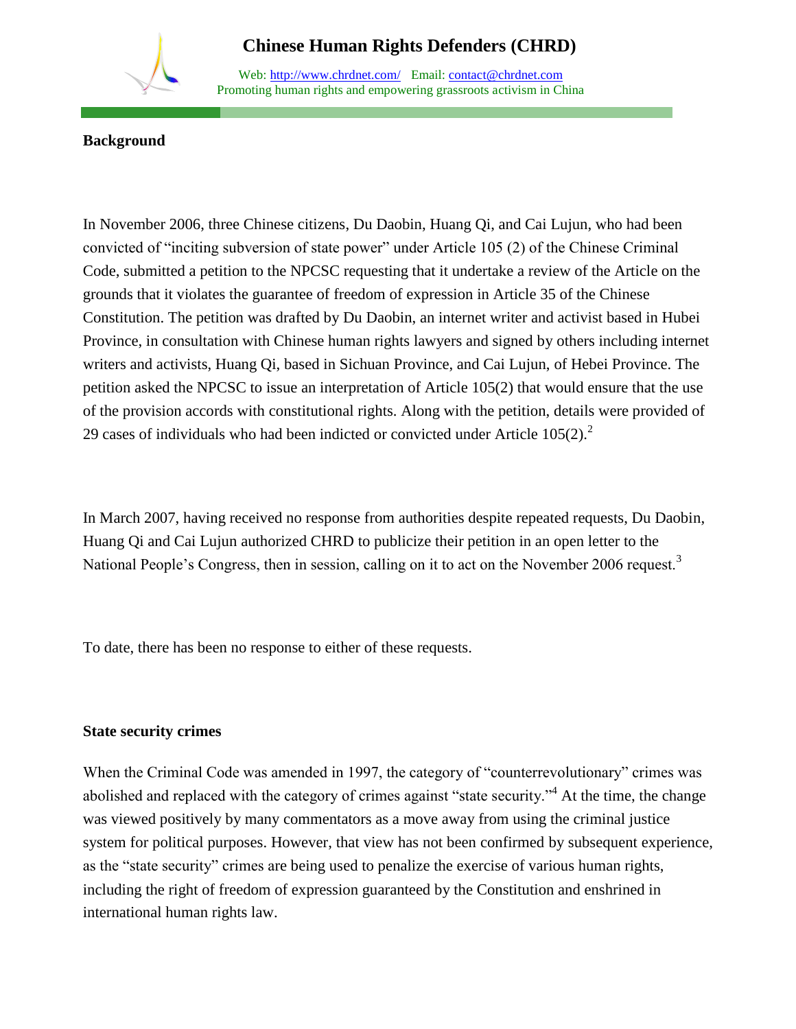**Background**

In November 2006, three Chinese citizens, Du Daobin, Huang Qi, and Cai Lujun, who had been convicted of "inciting subversion of state power" under Article 105 (2) of the Chinese Criminal Code, submitted a petition to the NPCSC requesting that it undertake a review of the Article on the grounds that it violates the guarantee of freedom of expression in Article 35 of the Chinese Constitution. The petition was drafted by Du Daobin, an internet writer and activist based in Hubei Province, in consultation with Chinese human rights lawyers and signed by others including internet writers and activists, Huang Qi, based in Sichuan Province, and Cai Lujun, of Hebei Province. The petition asked the NPCSC to issue an interpretation of Article 105(2) that would ensure that the use of the provision accords with constitutional rights. Along with the petition, details were provided of 29 cases of individuals who had been indicted or convicted under Article 105(2).[2]

In March 2007, having received no response from authorities despite repeated requests, Du Daobin, Huang Qi and Cai Lujun authorized CHRD to publicize their petition in an open letter to the National People's Congress, then in session, calling on it to act on the November 2006 request.[3]

To date, there has been no response to either of these requests.

**State security crimes**

When the Criminal Code was amended in 1997, the category of "counterrevolutionary" crimes was abolished and replaced with the category of crimes against "state security."[4] At the time, the change was viewed positively by many commentators as a move away from using the criminal justice system for political purposes. However, that view has not been confirmed by subsequent experience, as the "state security" crimes are being used to penalize the exercise of various human rights, including the right of freedom of expression guaranteed by the Constitution and enshrined in international human rights law.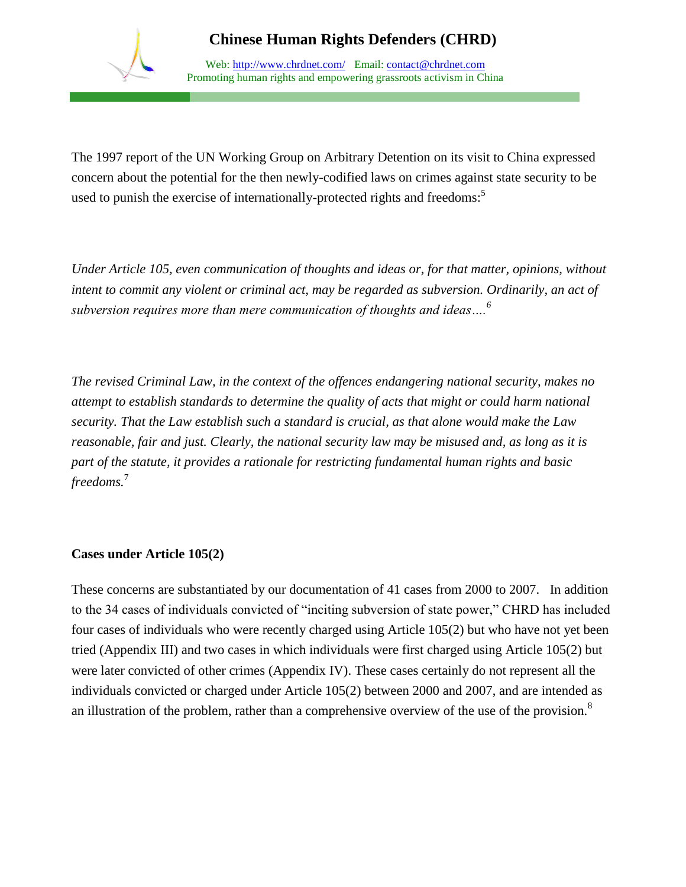The 1997 report of the UN Working Group on Arbitrary Detention on its visit to China expressed concern about the potential for the then newly-codified laws on crimes against state security to be used to punish the exercise of internationally-protected rights and freedoms:[5]

*Under Article 105, even communication of thoughts and ideas or, for that matter, opinions, without intent to commit any violent or criminal act, may be regarded as subversion. Ordinarily, an act of subversion requires more than mere communication of thoughts and ideas….*[6]

*The revised Criminal Law, in the context of the offences endangering national security, makes no attempt to establish standards to determine the quality of acts that might or could harm national security. That the Law establish such a standard is crucial, as that alone would make the Law reasonable, fair and just. Clearly, the national security law may be misused and, as long as it is part of the statute, it provides a rationale for restricting fundamental human rights and basic freedoms.*[7]

**Cases under Article 105(2)**

These concerns are substantiated by our documentation of 41 cases from 2000 to 2007. In addition to the 34 cases of individuals convicted of "inciting subversion of state power," CHRD has included four cases of individuals who were recently charged using Article 105(2) but who have not yet been tried (Appendix III) and two cases in which individuals were first charged using Article 105(2) but were later convicted of other crimes (Appendix IV). These cases certainly do not represent all the individuals convicted or charged under Article 105(2) between 2000 and 2007, and are intended as an illustration of the problem, rather than a comprehensive overview of the use of the provision.[8]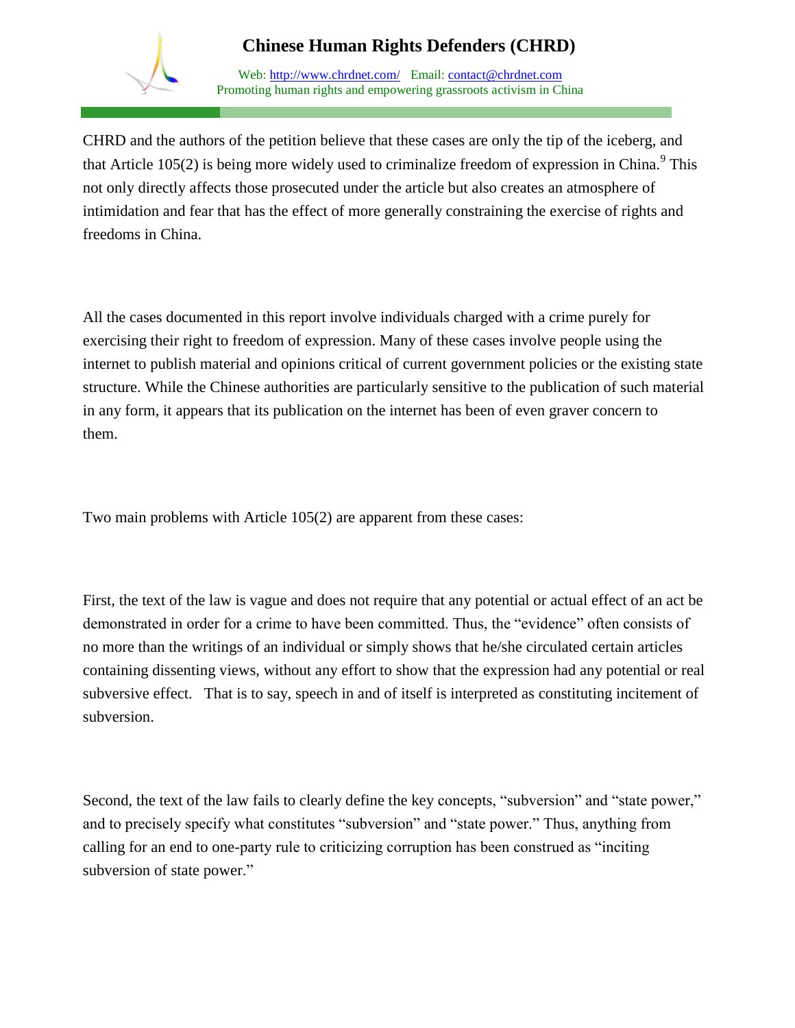CHRD and the authors of the petition believe that these cases are only the tip of the iceberg, and that Article 105(2) is being more widely used to criminalize freedom of expression in China.[9] This not only directly affects those prosecuted under the article but also creates an atmosphere of intimidation and fear that has the effect of more generally constraining the exercise of rights and freedoms in China.

All the cases documented in this report involve individuals charged with a crime purely for exercising their right to freedom of expression. Many of these cases involve people using the internet to publish material and opinions critical of current government policies or the existing state structure. While the Chinese authorities are particularly sensitive to the publication of such material in any form, it appears that its publication on the internet has been of even graver concern to them.

Two main problems with Article 105(2) are apparent from these cases:

First, the text of the law is vague and does not require that any potential or actual effect of an act be demonstrated in order for a crime to have been committed. Thus, the "evidence" often consists of no more than the writings of an individual or simply shows that he/she circulated certain articles containing dissenting views, without any effort to show that the expression had any potential or real subversive effect. That is to say, speech in and of itself is interpreted as constituting incitement of subversion.

Second, the text of the law fails to clearly define the key concepts, "subversion" and "state power," and to precisely specify what constitutes "subversion" and "state power." Thus, anything from calling for an end to one-party rule to criticizing corruption has been construed as "inciting subversion of state power."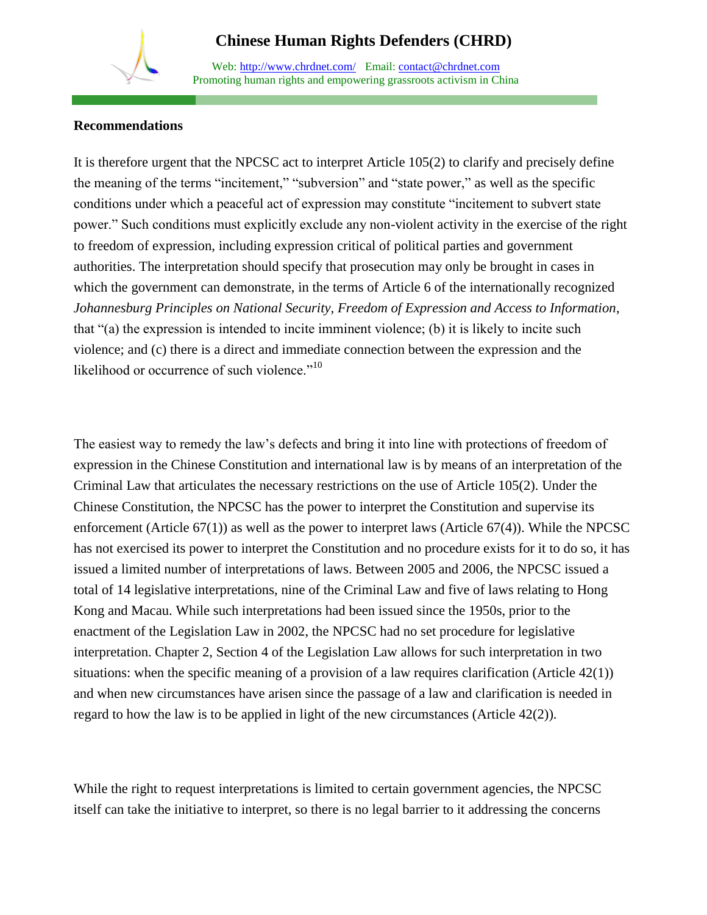**Recommendations**

It is therefore urgent that the NPCSC act to interpret Article 105(2) to clarify and precisely define the meaning of the terms "incitement," "subversion" and "state power," as well as the specific conditions under which a peaceful act of expression may constitute "incitement to subvert state power." Such conditions must explicitly exclude any non-violent activity in the exercise of the right to freedom of expression, including expression critical of political parties and government authorities. The interpretation should specify that prosecution may only be brought in cases in which the government can demonstrate, in the terms of Article 6 of the internationally recognized *Johannesburg Principles on National Security, Freedom of Expression and Access to Information*, that "(a) the expression is intended to incite imminent violence; (b) it is likely to incite such violence; and (c) there is a direct and immediate connection between the expression and the likelihood or occurrence of such violence."[10]

The easiest way to remedy the law's defects and bring it into line with protections of freedom of expression in the Chinese Constitution and international law is by means of an interpretation of the Criminal Law that articulates the necessary restrictions on the use of Article 105(2). Under the Chinese Constitution, the NPCSC has the power to interpret the Constitution and supervise its enforcement (Article 67(1)) as well as the power to interpret laws (Article 67(4)). While the NPCSC has not exercised its power to interpret the Constitution and no procedure exists for it to do so, it has issued a limited number of interpretations of laws. Between 2005 and 2006, the NPCSC issued a total of 14 legislative interpretations, nine of the Criminal Law and five of laws relating to Hong Kong and Macau. While such interpretations had been issued since the 1950s, prior to the enactment of the Legislation Law in 2002, the NPCSC had no set procedure for legislative interpretation. Chapter 2, Section 4 of the Legislation Law allows for such interpretation in two situations: when the specific meaning of a provision of a law requires clarification (Article 42(1)) and when new circumstances have arisen since the passage of a law and clarification is needed in regard to how the law is to be applied in light of the new circumstances (Article 42(2)).

While the right to request interpretations is limited to certain government agencies, the NPCSC itself can take the initiative to interpret, so there is no legal barrier to it addressing the concerns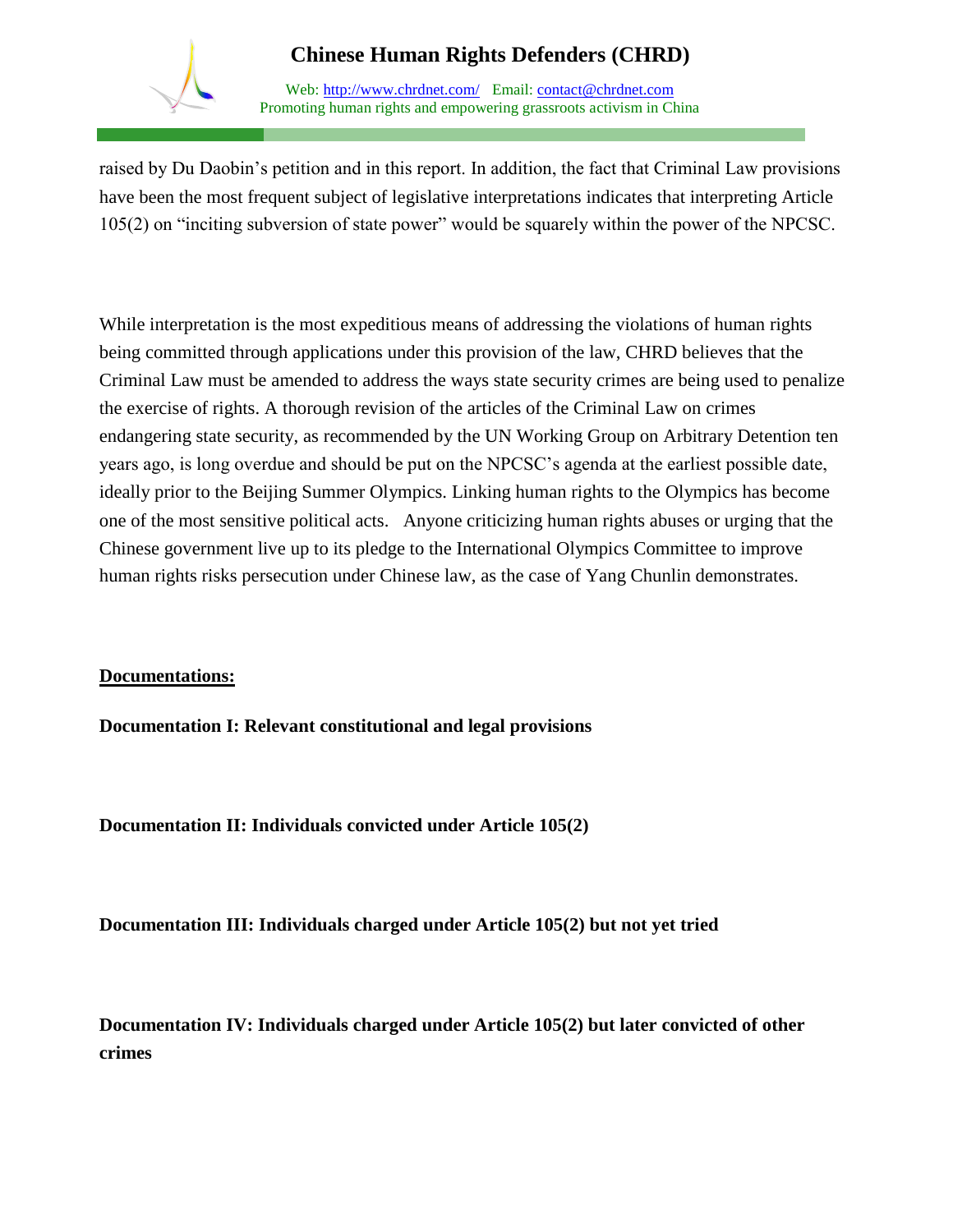raised by Du Daobin's petition and in this report. In addition, the fact that Criminal Law provisions have been the most frequent subject of legislative interpretations indicates that interpreting Article 105(2) on "inciting subversion of state power" would be squarely within the power of the NPCSC.

While interpretation is the most expeditious means of addressing the violations of human rights being committed through applications under this provision of the law, CHRD believes that the Criminal Law must be amended to address the ways state security crimes are being used to penalize the exercise of rights. A thorough revision of the articles of the Criminal Law on crimes endangering state security, as recommended by the UN Working Group on Arbitrary Detention ten years ago, is long overdue and should be put on the NPCSC's agenda at the earliest possible date, ideally prior to the Beijing Summer Olympics. Linking human rights to the Olympics has become one of the most sensitive political acts. Anyone criticizing human rights abuses or urging that the Chinese government live up to its pledge to the International Olympics Committee to improve human rights risks persecution under Chinese law, as the case of Yang Chunlin demonstrates.

**<u>Documentations:</u>**

**Documentation I: Relevant constitutional and legal provisions**

**Documentation II: Individuals convicted under Article 105(2)**

**Documentation III: Individuals charged under Article 105(2) but not yet tried**

**Documentation IV: Individuals charged under Article 105(2) but later convicted of other crimes**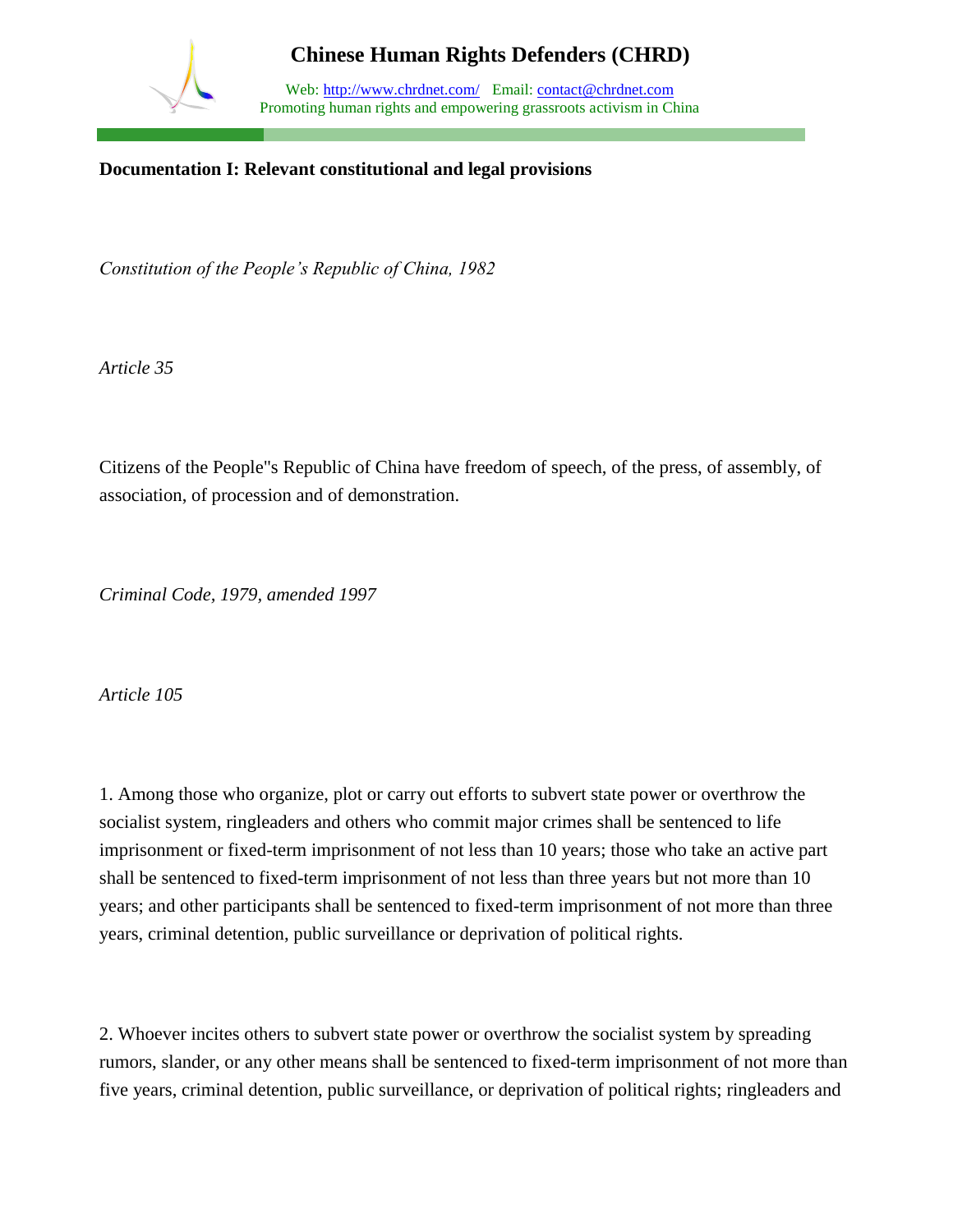**Documentation I: Relevant constitutional and legal provisions**

*Constitution of the People's Republic of China, 1982*

*Article 35*

Citizens of the People"s Republic of China have freedom of speech, of the press, of assembly, of association, of procession and of demonstration.

*Criminal Code, 1979, amended 1997*

*Article 105*

1. Among those who organize, plot or carry out efforts to subvert state power or overthrow the socialist system, ringleaders and others who commit major crimes shall be sentenced to life imprisonment or fixed-term imprisonment of not less than 10 years; those who take an active part shall be sentenced to fixed-term imprisonment of not less than three years but not more than 10 years; and other participants shall be sentenced to fixed-term imprisonment of not more than three years, criminal detention, public surveillance or deprivation of political rights.

2. Whoever incites others to subvert state power or overthrow the socialist system by spreading rumors, slander, or any other means shall be sentenced to fixed-term imprisonment of not more than five years, criminal detention, public surveillance, or deprivation of political rights; ringleaders and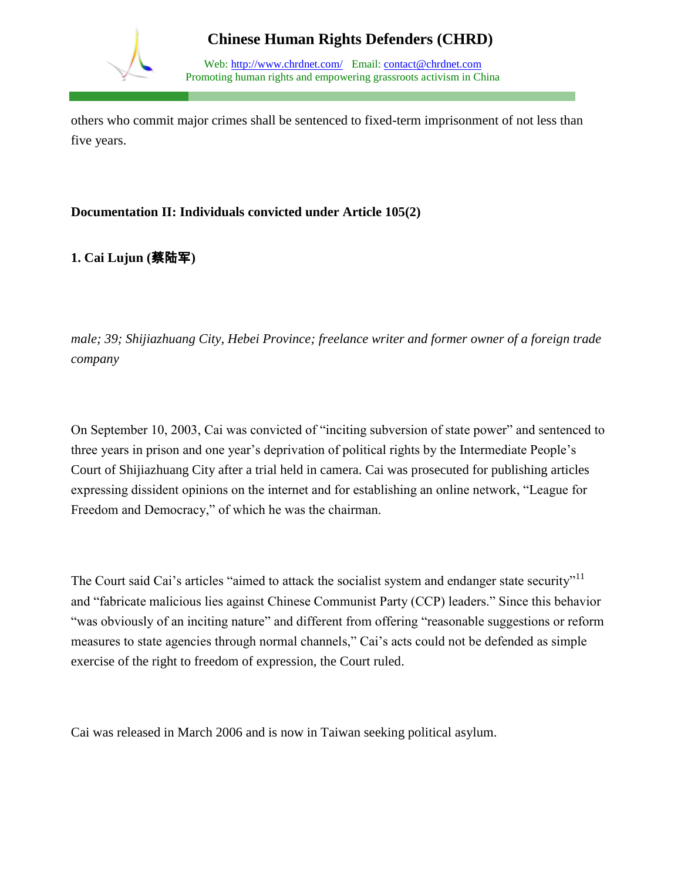others who commit major crimes shall be sentenced to fixed-term imprisonment of not less than five years.

**Documentation II: Individuals convicted under Article 105(2)**

**1. Cai Lujun (蔡陆军)**

*male; 39; Shijiazhuang City, Hebei Province; freelance writer and former owner of a foreign trade company*

On September 10, 2003, Cai was convicted of "inciting subversion of state power" and sentenced to three years in prison and one year's deprivation of political rights by the Intermediate People's Court of Shijiazhuang City after a trial held in camera. Cai was prosecuted for publishing articles expressing dissident opinions on the internet and for establishing an online network, "League for Freedom and Democracy," of which he was the chairman.

The Court said Cai's articles "aimed to attack the socialist system and endanger state security"[11] and "fabricate malicious lies against Chinese Communist Party (CCP) leaders." Since this behavior "was obviously of an inciting nature" and different from offering "reasonable suggestions or reform measures to state agencies through normal channels," Cai's acts could not be defended as simple exercise of the right to freedom of expression, the Court ruled.

Cai was released in March 2006 and is now in Taiwan seeking political asylum.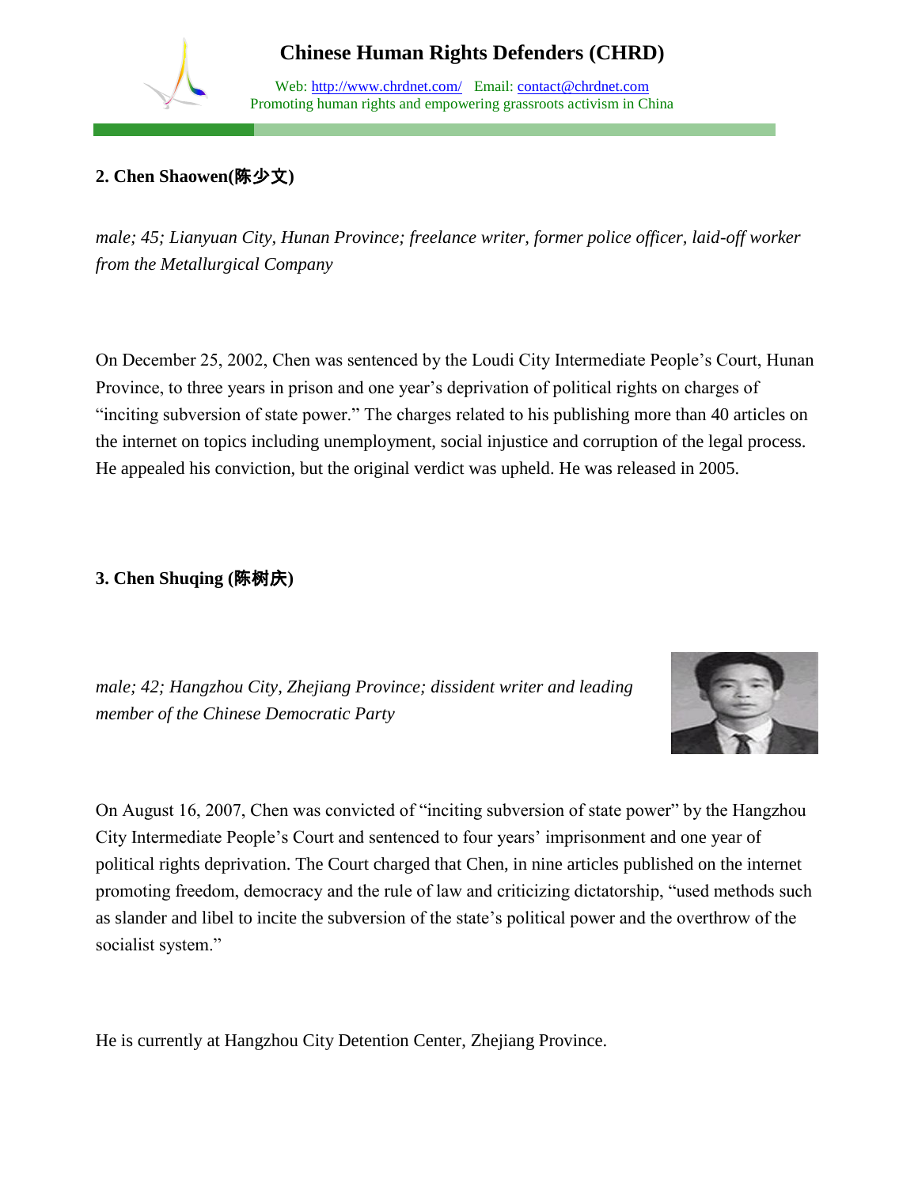**2. Chen Shaowen(陈少文)**

*male; 45; Lianyuan City, Hunan Province; freelance writer, former police officer, laid-off worker from the Metallurgical Company*

On December 25, 2002, Chen was sentenced by the Loudi City Intermediate People's Court, Hunan Province, to three years in prison and one year's deprivation of political rights on charges of "inciting subversion of state power." The charges related to his publishing more than 40 articles on the internet on topics including unemployment, social injustice and corruption of the legal process. He appealed his conviction, but the original verdict was upheld. He was released in 2005.

**3. Chen Shuqing (陈树庆)**

*male; 42; Hangzhou City, Zhejiang Province; dissident writer and leading member of the Chinese Democratic Party*

On August 16, 2007, Chen was convicted of "inciting subversion of state power" by the Hangzhou City Intermediate People's Court and sentenced to four years' imprisonment and one year of political rights deprivation. The Court charged that Chen, in nine articles published on the internet promoting freedom, democracy and the rule of law and criticizing dictatorship, "used methods such as slander and libel to incite the subversion of the state's political power and the overthrow of the socialist system."

He is currently at Hangzhou City Detention Center, Zhejiang Province.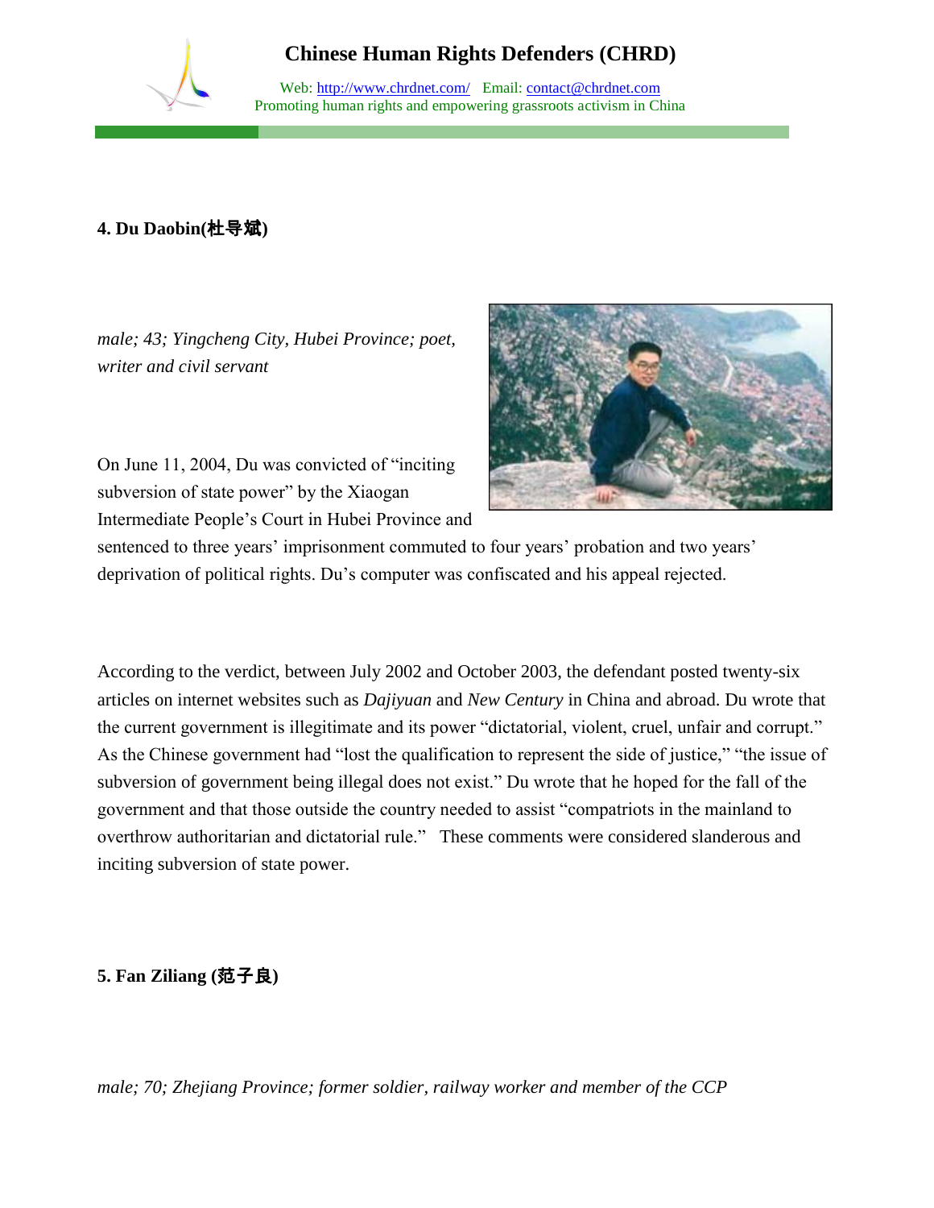### 4. Du Daobin(杜导斌)

*male; 43; Yingcheng City, Hubei Province; poet, writer and civil servant*

On June 11, 2004, Du was convicted of "inciting subversion of state power" by the Xiaogan Intermediate People's Court in Hubei Province and sentenced to three years' imprisonment commuted to four years' probation and two years' deprivation of political rights. Du's computer was confiscated and his appeal rejected.

According to the verdict, between July 2002 and October 2003, the defendant posted twenty-six articles on internet websites such as *Dajiyuan* and *New Century* in China and abroad. Du wrote that the current government is illegitimate and its power "dictatorial, violent, cruel, unfair and corrupt." As the Chinese government had "lost the qualification to represent the side of justice," "the issue of subversion of government being illegal does not exist." Du wrote that he hoped for the fall of the government and that those outside the country needed to assist "compatriots in the mainland to overthrow authoritarian and dictatorial rule." These comments were considered slanderous and inciting subversion of state power.

### 5. Fan Ziliang (范子良)

*male; 70; Zhejiang Province; former soldier, railway worker and member of the CCP*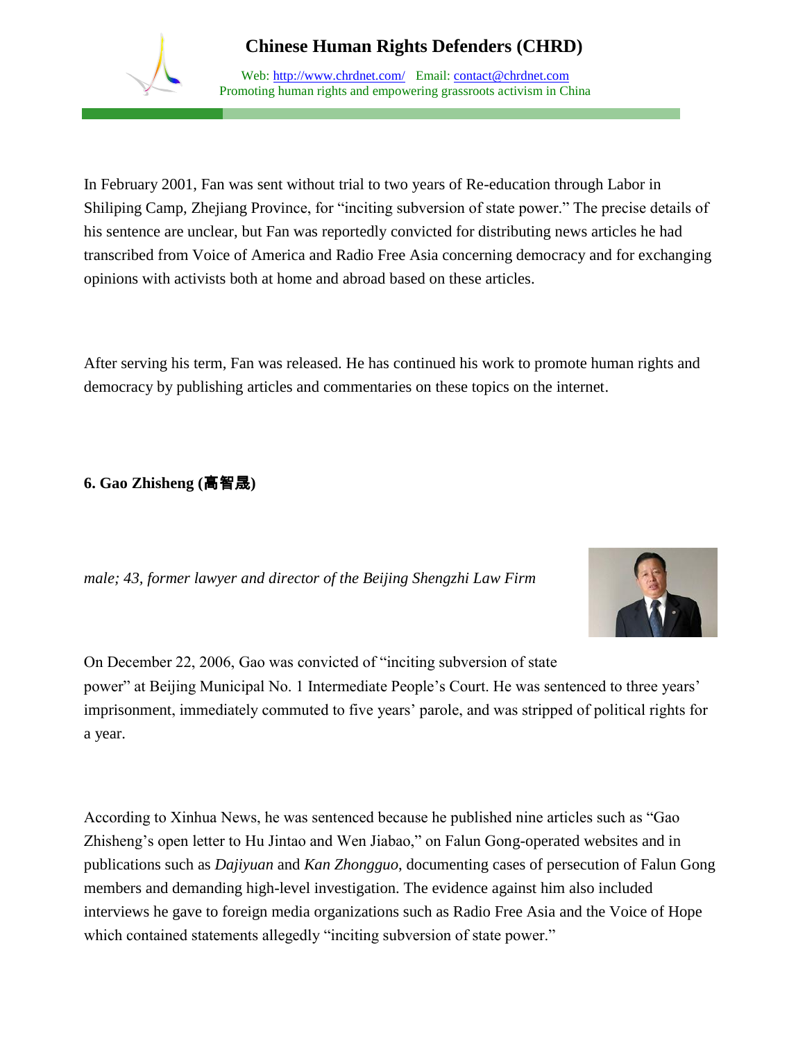In February 2001, Fan was sent without trial to two years of Re-education through Labor in Shiliping Camp, Zhejiang Province, for "inciting subversion of state power." The precise details of his sentence are unclear, but Fan was reportedly convicted for distributing news articles he had transcribed from Voice of America and Radio Free Asia concerning democracy and for exchanging opinions with activists both at home and abroad based on these articles.

After serving his term, Fan was released. He has continued his work to promote human rights and democracy by publishing articles and commentaries on these topics on the internet.

**6. Gao Zhisheng (高智晟)**

*male; 43, former lawyer and director of the Beijing Shengzhi Law Firm*

On December 22, 2006, Gao was convicted of "inciting subversion of state power" at Beijing Municipal No. 1 Intermediate People's Court. He was sentenced to three years' imprisonment, immediately commuted to five years' parole, and was stripped of political rights for a year.

According to Xinhua News, he was sentenced because he published nine articles such as "Gao Zhisheng's open letter to Hu Jintao and Wen Jiabao," on Falun Gong-operated websites and in publications such as *Dajiyuan* and *Kan Zhongguo*, documenting cases of persecution of Falun Gong members and demanding high-level investigation. The evidence against him also included interviews he gave to foreign media organizations such as Radio Free Asia and the Voice of Hope which contained statements allegedly "inciting subversion of state power."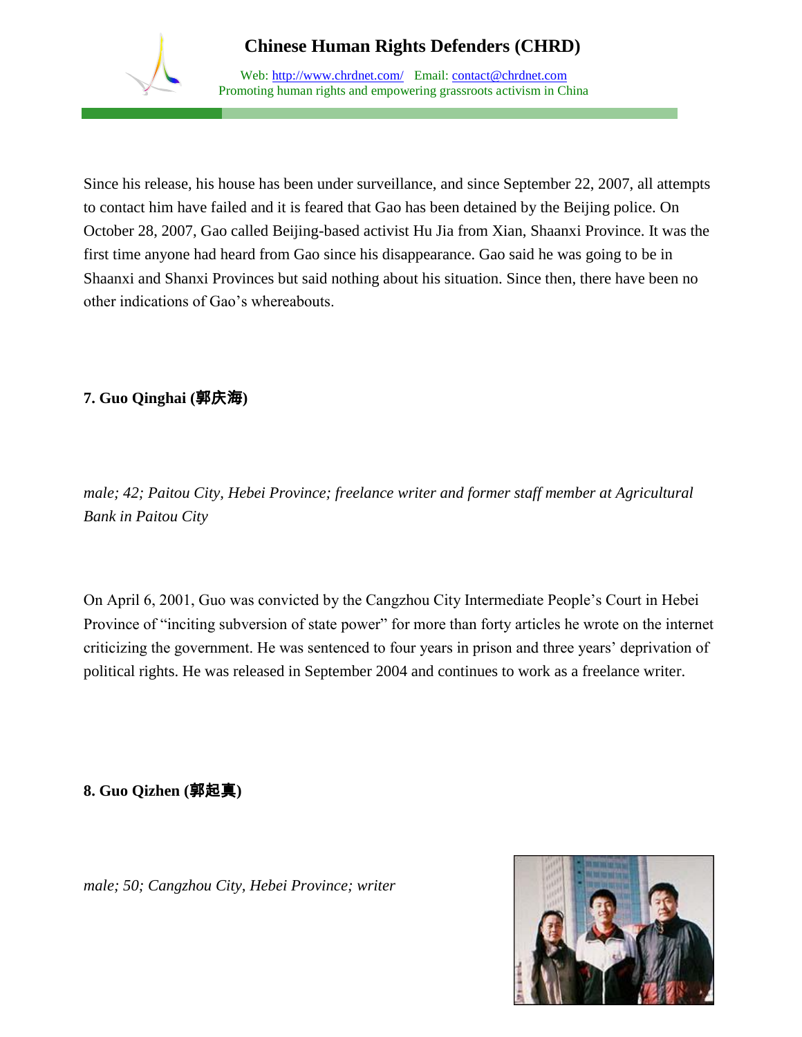Since his release, his house has been under surveillance, and since September 22, 2007, all attempts to contact him have failed and it is feared that Gao has been detained by the Beijing police. On October 28, 2007, Gao called Beijing-based activist Hu Jia from Xian, Shaanxi Province. It was the first time anyone had heard from Gao since his disappearance. Gao said he was going to be in Shaanxi and Shanxi Provinces but said nothing about his situation. Since then, there have been no other indications of Gao's whereabouts.

**7. Guo Qinghai (郭庆海)**

*male; 42; Paitou City, Hebei Province; freelance writer and former staff member at Agricultural Bank in Paitou City*

On April 6, 2001, Guo was convicted by the Cangzhou City Intermediate People's Court in Hebei Province of "inciting subversion of state power" for more than forty articles he wrote on the internet criticizing the government. He was sentenced to four years in prison and three years' deprivation of political rights. He was released in September 2004 and continues to work as a freelance writer.

**8. Guo Qizhen (郭起真)**

*male; 50; Cangzhou City, Hebei Province; writer*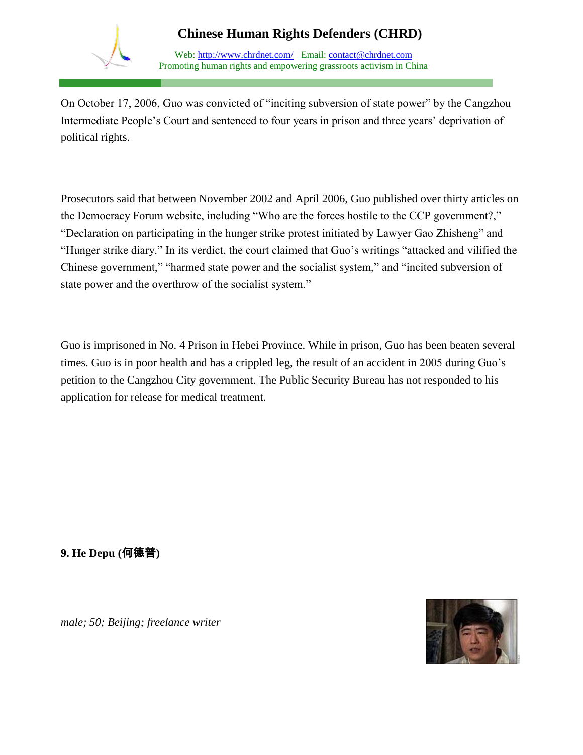On October 17, 2006, Guo was convicted of "inciting subversion of state power" by the Cangzhou Intermediate People's Court and sentenced to four years in prison and three years' deprivation of political rights.

Prosecutors said that between November 2002 and April 2006, Guo published over thirty articles on the Democracy Forum website, including "Who are the forces hostile to the CCP government?," "Declaration on participating in the hunger strike protest initiated by Lawyer Gao Zhisheng" and "Hunger strike diary." In its verdict, the court claimed that Guo's writings "attacked and vilified the Chinese government," "harmed state power and the socialist system," and "incited subversion of state power and the overthrow of the socialist system."

Guo is imprisoned in No. 4 Prison in Hebei Province. While in prison, Guo has been beaten several times. Guo is in poor health and has a crippled leg, the result of an accident in 2005 during Guo's petition to the Cangzhou City government. The Public Security Bureau has not responded to his application for release for medical treatment.

**9. He Depu (何德普)**

*male; 50; Beijing; freelance writer*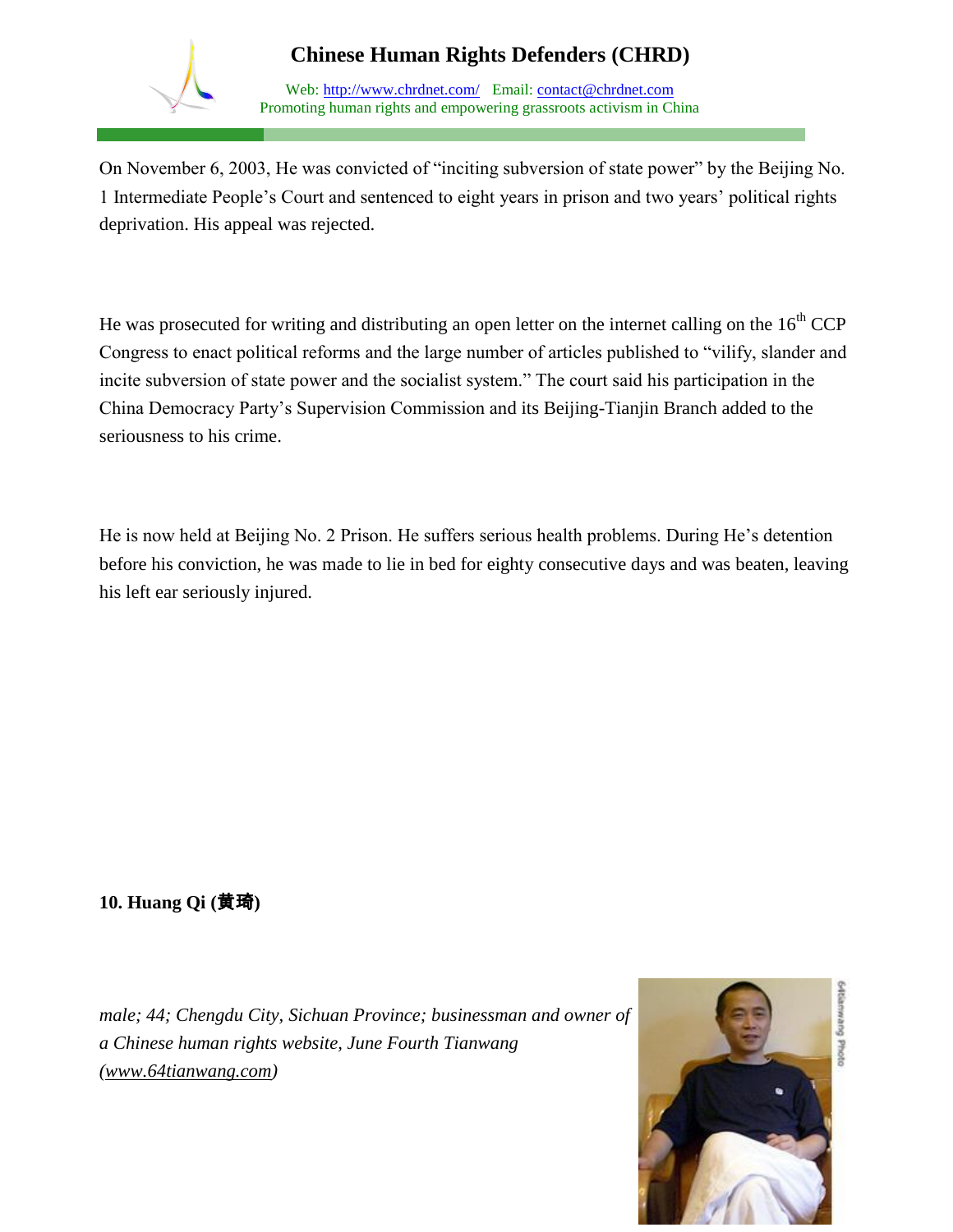On November 6, 2003, He was convicted of "inciting subversion of state power" by the Beijing No. 1 Intermediate People's Court and sentenced to eight years in prison and two years' political rights deprivation. His appeal was rejected.

He was prosecuted for writing and distributing an open letter on the internet calling on the 16th CCP Congress to enact political reforms and the large number of articles published to "vilify, slander and incite subversion of state power and the socialist system." The court said his participation in the China Democracy Party's Supervision Commission and its Beijing-Tianjin Branch added to the seriousness to his crime.

He is now held at Beijing No. 2 Prison. He suffers serious health problems. During He's detention before his conviction, he was made to lie in bed for eighty consecutive days and was beaten, leaving his left ear seriously injured.

**10. Huang Qi (黄琦)**

*male; 44; Chengdu City, Sichuan Province; businessman and owner of a Chinese human rights website, June Fourth Tianwang (www.64tianwang.com)*

64tianwang Photo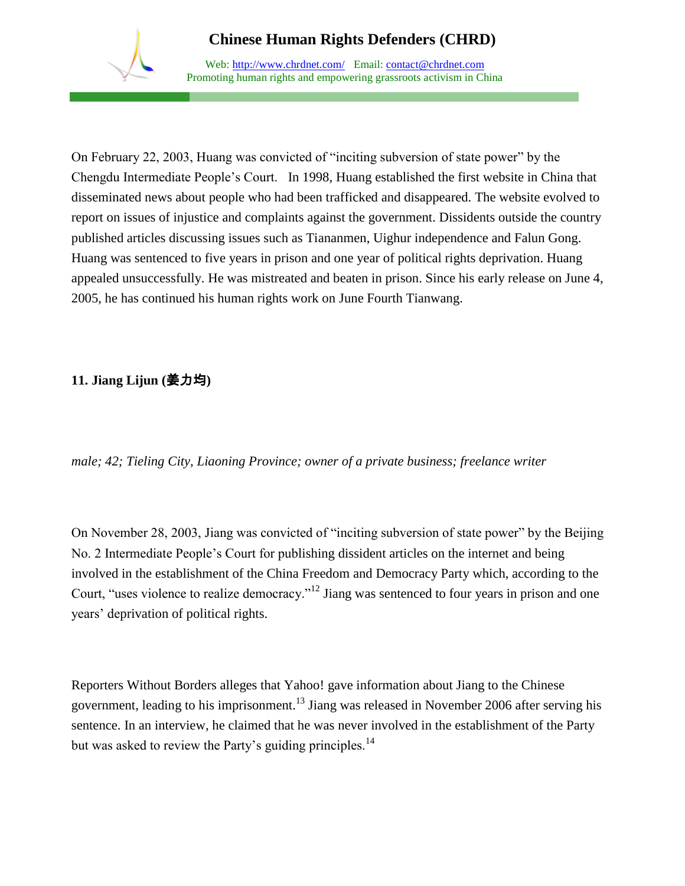On February 22, 2003, Huang was convicted of "inciting subversion of state power" by the Chengdu Intermediate People's Court. In 1998, Huang established the first website in China that disseminated news about people who had been trafficked and disappeared. The website evolved to report on issues of injustice and complaints against the government. Dissidents outside the country published articles discussing issues such as Tiananmen, Uighur independence and Falun Gong. Huang was sentenced to five years in prison and one year of political rights deprivation. Huang appealed unsuccessfully. He was mistreated and beaten in prison. Since his early release on June 4, 2005, he has continued his human rights work on June Fourth Tianwang.

**11. Jiang Lijun (姜力均)**

*male; 42; Tieling City, Liaoning Province; owner of a private business; freelance writer*

On November 28, 2003, Jiang was convicted of "inciting subversion of state power" by the Beijing No. 2 Intermediate People's Court for publishing dissident articles on the internet and being involved in the establishment of the China Freedom and Democracy Party which, according to the Court, "uses violence to realize democracy."[12] Jiang was sentenced to four years in prison and one years' deprivation of political rights.

Reporters Without Borders alleges that Yahoo! gave information about Jiang to the Chinese government, leading to his imprisonment.[13] Jiang was released in November 2006 after serving his sentence. In an interview, he claimed that he was never involved in the establishment of the Party but was asked to review the Party's guiding principles.[14]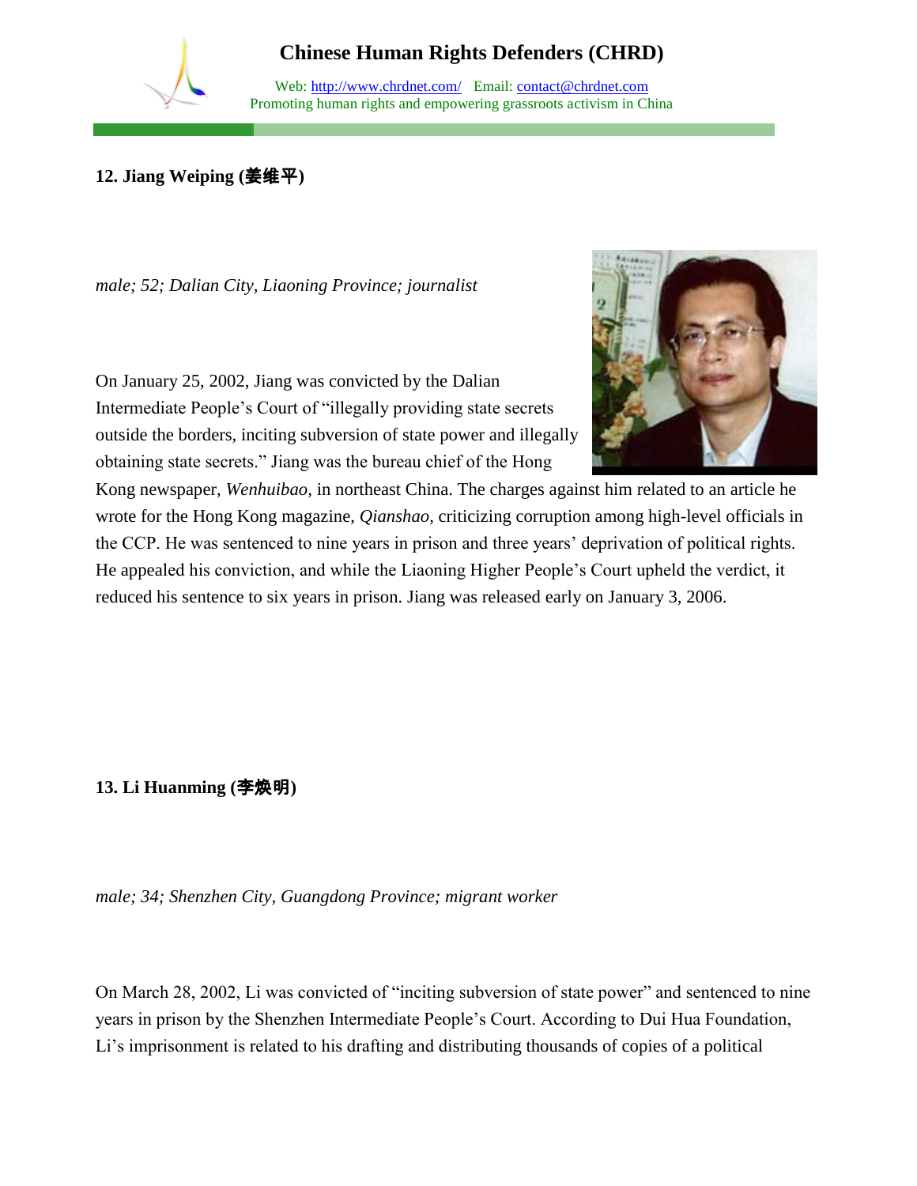## 12. Jiang Weiping (姜维平)

*male; 52; Dalian City, Liaoning Province; journalist*

On January 25, 2002, Jiang was convicted by the Dalian Intermediate People's Court of "illegally providing state secrets outside the borders, inciting subversion of state power and illegally obtaining state secrets." Jiang was the bureau chief of the Hong Kong newspaper, *Wenhuibao,* in northeast China. The charges against him related to an article he wrote for the Hong Kong magazine, *Qianshao*, criticizing corruption among high-level officials in the CCP. He was sentenced to nine years in prison and three years' deprivation of political rights. He appealed his conviction, and while the Liaoning Higher People's Court upheld the verdict, it reduced his sentence to six years in prison. Jiang was released early on January 3, 2006.

## 13. Li Huanming (李焕明)

*male; 34; Shenzhen City, Guangdong Province; migrant worker*

On March 28, 2002, Li was convicted of "inciting subversion of state power" and sentenced to nine years in prison by the Shenzhen Intermediate People's Court. According to Dui Hua Foundation, Li's imprisonment is related to his drafting and distributing thousands of copies of a political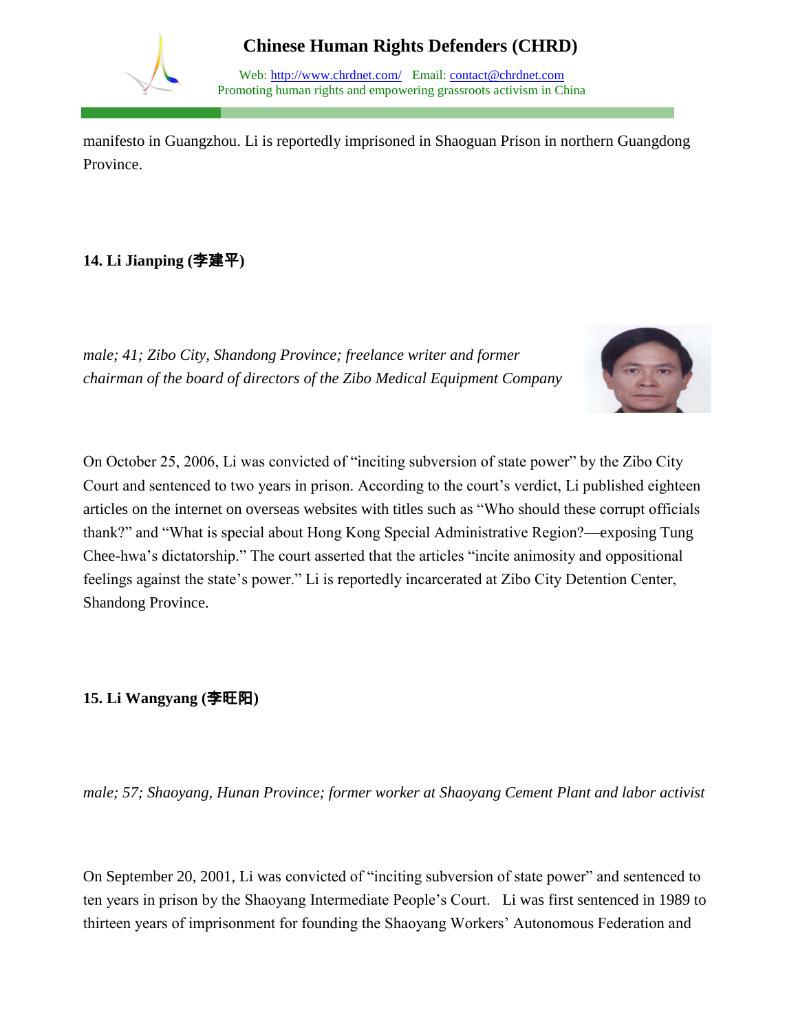manifesto in Guangzhou. Li is reportedly imprisoned in Shaoguan Prison in northern Guangdong Province.

**14. Li Jianping (李建平)**

*male; 41; Zibo City, Shandong Province; freelance writer and former chairman of the board of directors of the Zibo Medical Equipment Company*

On October 25, 2006, Li was convicted of "inciting subversion of state power" by the Zibo City Court and sentenced to two years in prison. According to the court's verdict, Li published eighteen articles on the internet on overseas websites with titles such as "Who should these corrupt officials thank?" and "What is special about Hong Kong Special Administrative Region?—exposing Tung Chee-hwa's dictatorship." The court asserted that the articles "incite animosity and oppositional feelings against the state's power." Li is reportedly incarcerated at Zibo City Detention Center, Shandong Province.

**15. Li Wangyang (李旺阳)**

*male; 57; Shaoyang, Hunan Province; former worker at Shaoyang Cement Plant and labor activist*

On September 20, 2001, Li was convicted of "inciting subversion of state power" and sentenced to ten years in prison by the Shaoyang Intermediate People's Court. Li was first sentenced in 1989 to thirteen years of imprisonment for founding the Shaoyang Workers' Autonomous Federation and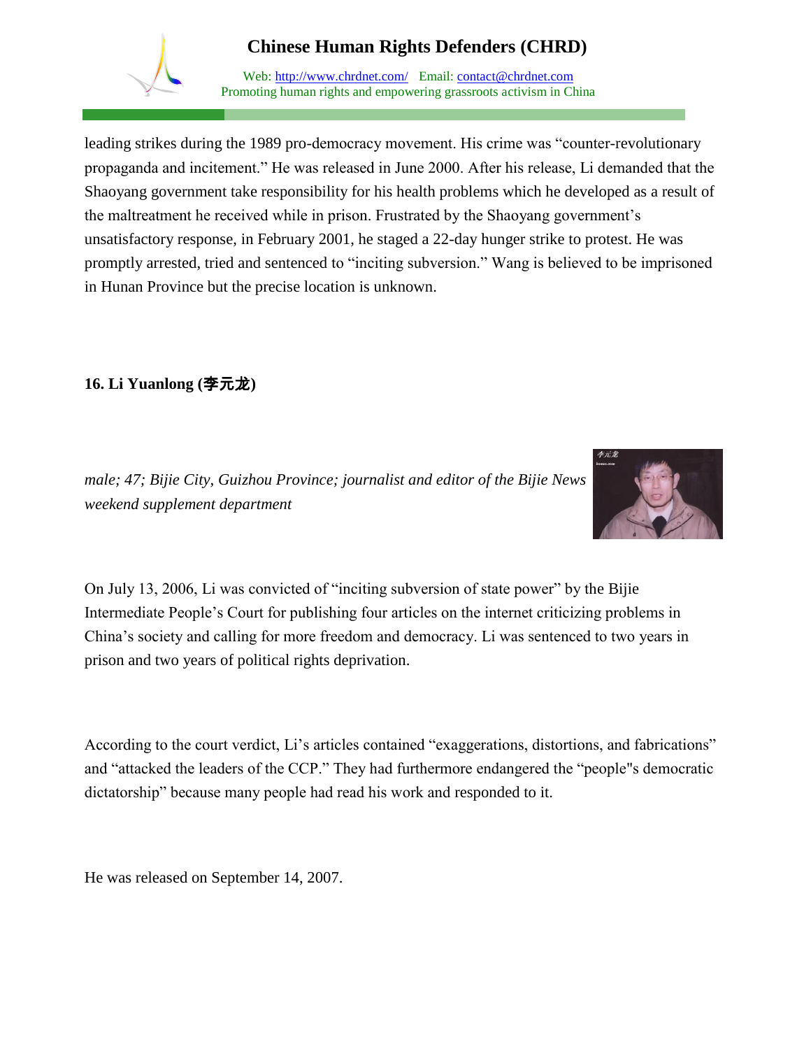leading strikes during the 1989 pro-democracy movement. His crime was “counter-revolutionary propaganda and incitement.” He was released in June 2000. After his release, Li demanded that the Shaoyang government take responsibility for his health problems which he developed as a result of the maltreatment he received while in prison. Frustrated by the Shaoyang government’s unsatisfactory response, in February 2001, he staged a 22-day hunger strike to protest. He was promptly arrested, tried and sentenced to “inciting subversion.” Wang is believed to be imprisoned in Hunan Province but the precise location is unknown.

**16. Li Yuanlong (李元龙)**

*male; 47; Bijie City, Guizhou Province; journalist and editor of the Bijie News weekend supplement department*

On July 13, 2006, Li was convicted of “inciting subversion of state power” by the Bijie Intermediate People’s Court for publishing four articles on the internet criticizing problems in China’s society and calling for more freedom and democracy. Li was sentenced to two years in prison and two years of political rights deprivation.

According to the court verdict, Li’s articles contained “exaggerations, distortions, and fabrications” and “attacked the leaders of the CCP.” They had furthermore endangered the “people"s democratic dictatorship” because many people had read his work and responded to it.

He was released on September 14, 2007.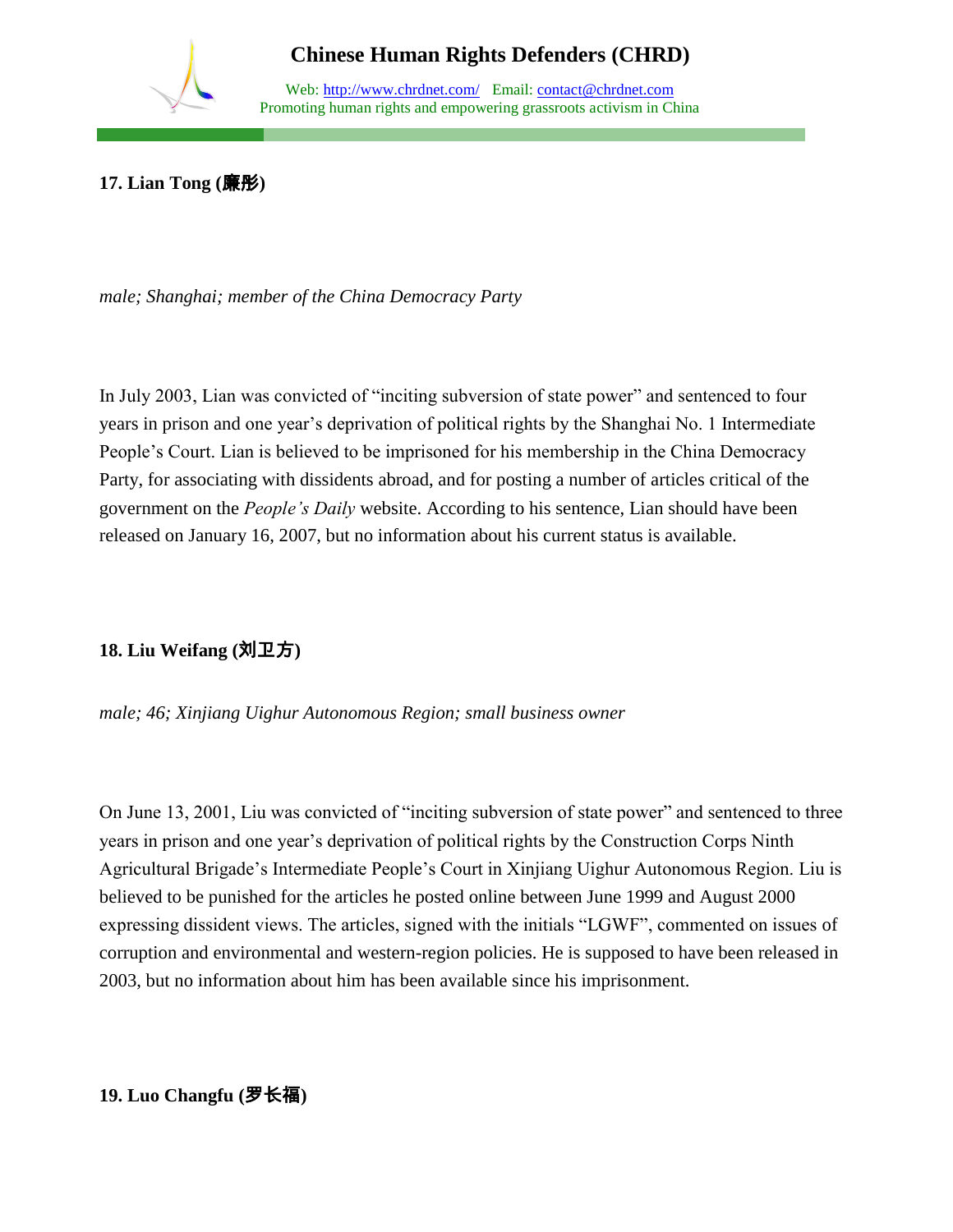**17. Lian Tong (廉彤)**

*male; Shanghai; member of the China Democracy Party*

In July 2003, Lian was convicted of "inciting subversion of state power" and sentenced to four years in prison and one year's deprivation of political rights by the Shanghai No. 1 Intermediate People's Court. Lian is believed to be imprisoned for his membership in the China Democracy Party, for associating with dissidents abroad, and for posting a number of articles critical of the government on the *People's Daily* website. According to his sentence, Lian should have been released on January 16, 2007, but no information about his current status is available.

**18. Liu Weifang (刘卫方)**

*male; 46; Xinjiang Uighur Autonomous Region; small business owner*

On June 13, 2001, Liu was convicted of "inciting subversion of state power" and sentenced to three years in prison and one year's deprivation of political rights by the Construction Corps Ninth Agricultural Brigade's Intermediate People's Court in Xinjiang Uighur Autonomous Region. Liu is believed to be punished for the articles he posted online between June 1999 and August 2000 expressing dissident views. The articles, signed with the initials "LGWF", commented on issues of corruption and environmental and western-region policies. He is supposed to have been released in 2003, but no information about him has been available since his imprisonment.

**19. Luo Changfu (罗长福)**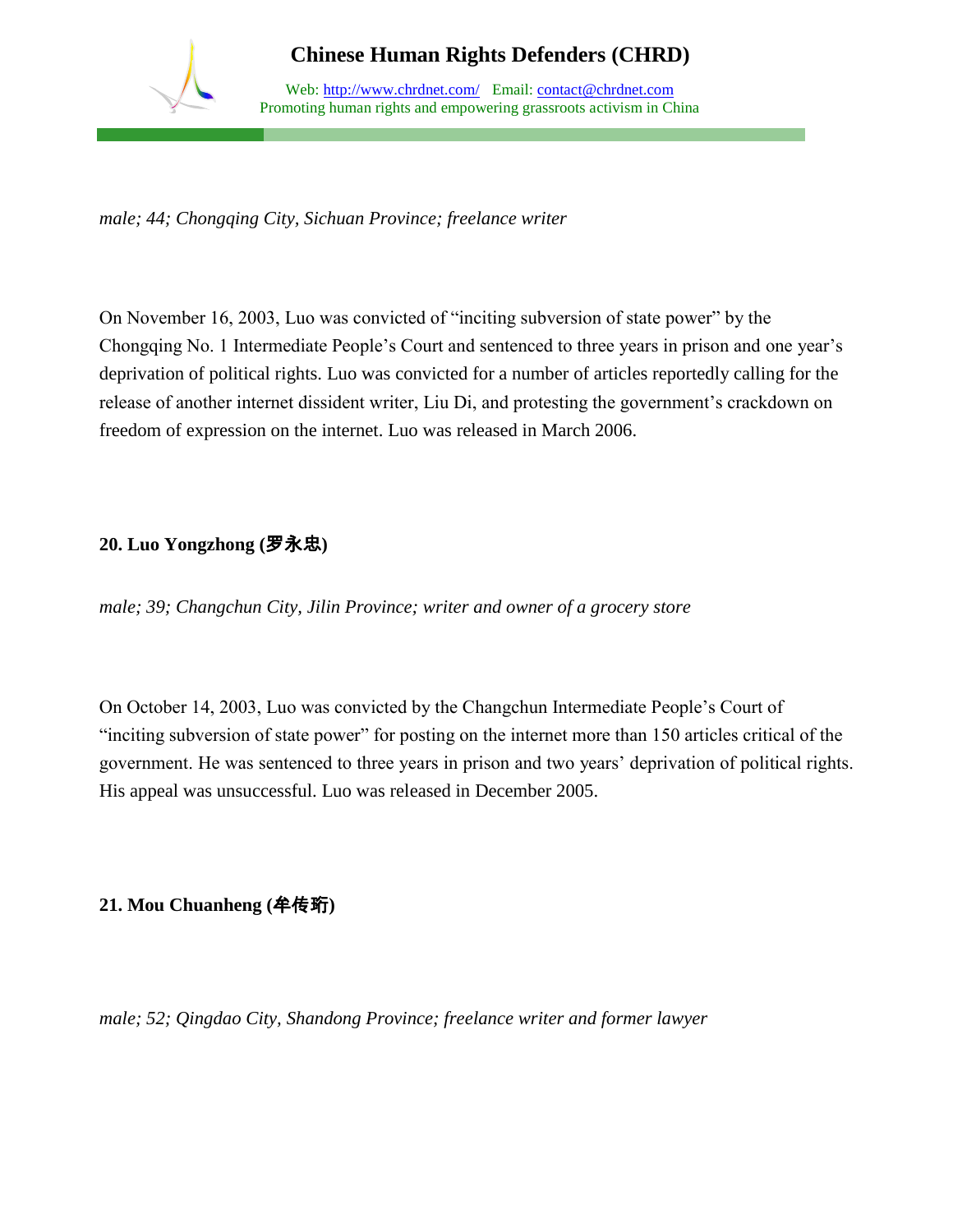*male; 44; Chongqing City, Sichuan Province; freelance writer*

On November 16, 2003, Luo was convicted of “inciting subversion of state power” by the Chongqing No. 1 Intermediate People’s Court and sentenced to three years in prison and one year’s deprivation of political rights. Luo was convicted for a number of articles reportedly calling for the release of another internet dissident writer, Liu Di, and protesting the government’s crackdown on freedom of expression on the internet. Luo was released in March 2006.

**20. Luo Yongzhong (罗永忠)**

*male; 39; Changchun City, Jilin Province; writer and owner of a grocery store*

On October 14, 2003, Luo was convicted by the Changchun Intermediate People’s Court of “inciting subversion of state power” for posting on the internet more than 150 articles critical of the government. He was sentenced to three years in prison and two years’ deprivation of political rights. His appeal was unsuccessful. Luo was released in December 2005.

**21. Mou Chuanheng (牟传珩)**

*male; 52; Qingdao City, Shandong Province; freelance writer and former lawyer*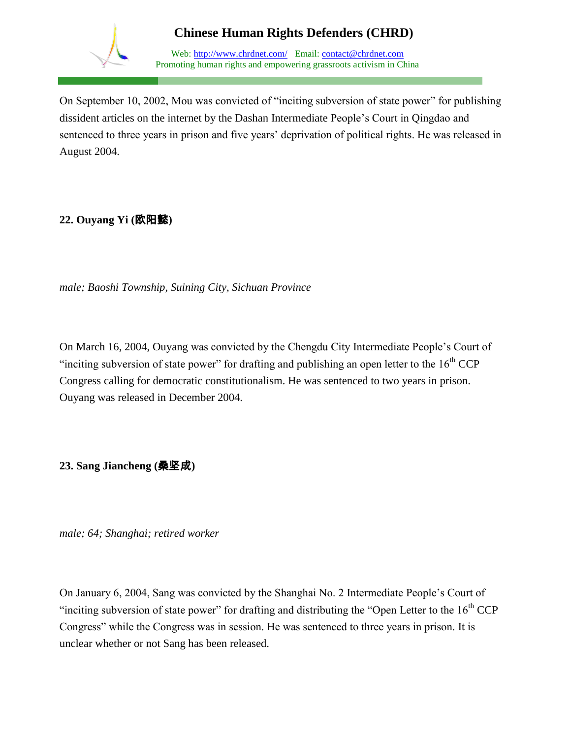On September 10, 2002, Mou was convicted of "inciting subversion of state power" for publishing dissident articles on the internet by the Dashan Intermediate People's Court in Qingdao and sentenced to three years in prison and five years' deprivation of political rights. He was released in August 2004.

**22. Ouyang Yi (欧阳懿)**

*male; Baoshi Township, Suining City, Sichuan Province*

On March 16, 2004, Ouyang was convicted by the Chengdu City Intermediate People's Court of "inciting subversion of state power" for drafting and publishing an open letter to the 16th CCP Congress calling for democratic constitutionalism. He was sentenced to two years in prison. Ouyang was released in December 2004.

**23. Sang Jiancheng (桑坚成)**

*male; 64; Shanghai; retired worker*

On January 6, 2004, Sang was convicted by the Shanghai No. 2 Intermediate People's Court of "inciting subversion of state power" for drafting and distributing the "Open Letter to the 16th CCP Congress" while the Congress was in session. He was sentenced to three years in prison. It is unclear whether or not Sang has been released.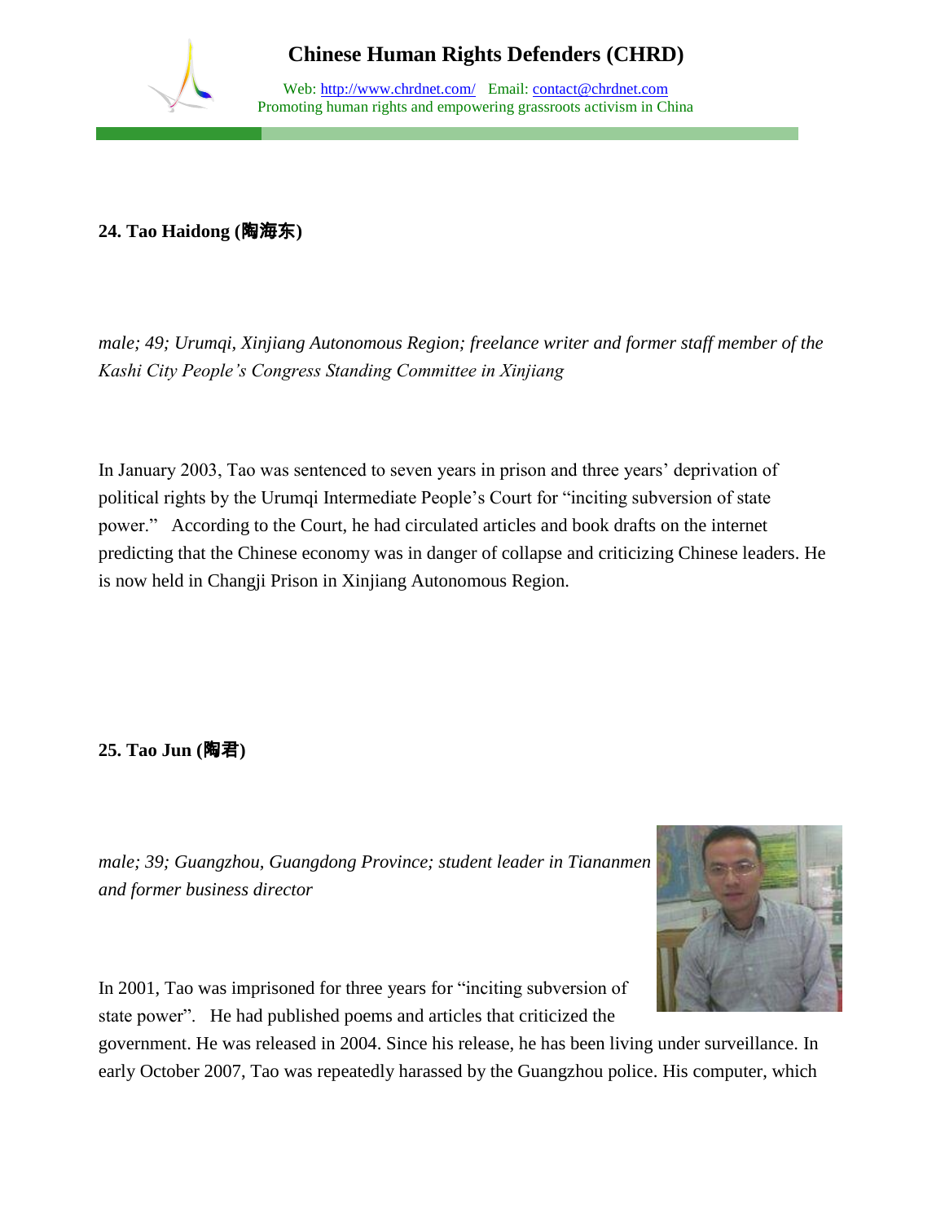**24. Tao Haidong (陶海东)**

*male; 49; Urumqi, Xinjiang Autonomous Region; freelance writer and former staff member of the Kashi City People's Congress Standing Committee in Xinjiang*

In January 2003, Tao was sentenced to seven years in prison and three years' deprivation of political rights by the Urumqi Intermediate People's Court for "inciting subversion of state power." According to the Court, he had circulated articles and book drafts on the internet predicting that the Chinese economy was in danger of collapse and criticizing Chinese leaders. He is now held in Changji Prison in Xinjiang Autonomous Region.

**25. Tao Jun (陶君)**

*male; 39; Guangzhou, Guangdong Province; student leader in Tiananmen and former business director*

In 2001, Tao was imprisoned for three years for "inciting subversion of state power". He had published poems and articles that criticized the government. He was released in 2004. Since his release, he has been living under surveillance. In early October 2007, Tao was repeatedly harassed by the Guangzhou police. His computer, which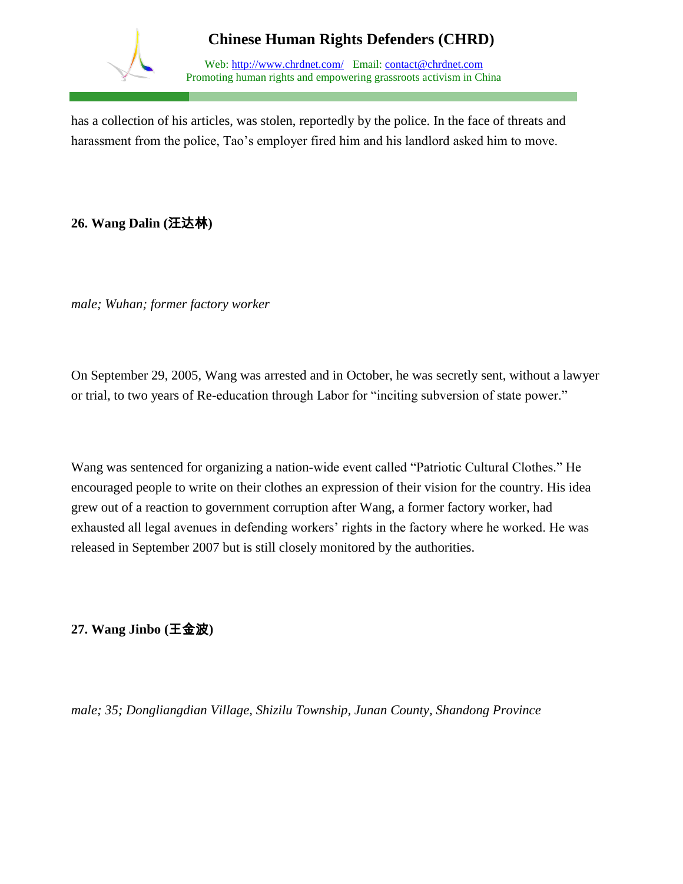has a collection of his articles, was stolen, reportedly by the police. In the face of threats and harassment from the police, Tao's employer fired him and his landlord asked him to move.

**26. Wang Dalin (汪达林)**

*male; Wuhan; former factory worker*

On September 29, 2005, Wang was arrested and in October, he was secretly sent, without a lawyer or trial, to two years of Re-education through Labor for "inciting subversion of state power."

Wang was sentenced for organizing a nation-wide event called "Patriotic Cultural Clothes." He encouraged people to write on their clothes an expression of their vision for the country. His idea grew out of a reaction to government corruption after Wang, a former factory worker, had exhausted all legal avenues in defending workers' rights in the factory where he worked. He was released in September 2007 but is still closely monitored by the authorities.

**27. Wang Jinbo (王金波)**

*male; 35; Dongliangdian Village, Shizilu Township, Junan County, Shandong Province*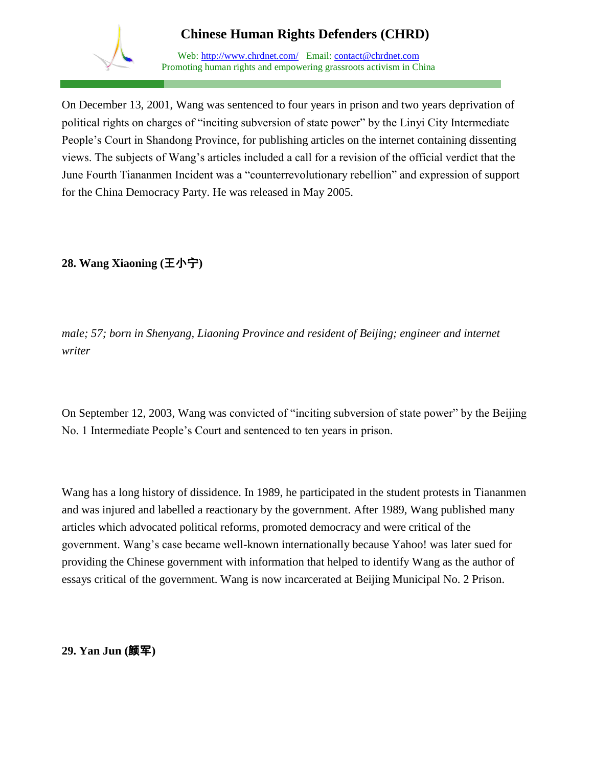On December 13, 2001, Wang was sentenced to four years in prison and two years deprivation of political rights on charges of "inciting subversion of state power" by the Linyi City Intermediate People's Court in Shandong Province, for publishing articles on the internet containing dissenting views. The subjects of Wang's articles included a call for a revision of the official verdict that the June Fourth Tiananmen Incident was a "counterrevolutionary rebellion" and expression of support for the China Democracy Party. He was released in May 2005.

**28. Wang Xiaoning (王小宁)**

*male; 57; born in Shenyang, Liaoning Province and resident of Beijing; engineer and internet writer*

On September 12, 2003, Wang was convicted of "inciting subversion of state power" by the Beijing No. 1 Intermediate People's Court and sentenced to ten years in prison.

Wang has a long history of dissidence. In 1989, he participated in the student protests in Tiananmen and was injured and labelled a reactionary by the government. After 1989, Wang published many articles which advocated political reforms, promoted democracy and were critical of the government. Wang's case became well-known internationally because Yahoo! was later sued for providing the Chinese government with information that helped to identify Wang as the author of essays critical of the government. Wang is now incarcerated at Beijing Municipal No. 2 Prison.

**29. Yan Jun (颜军)**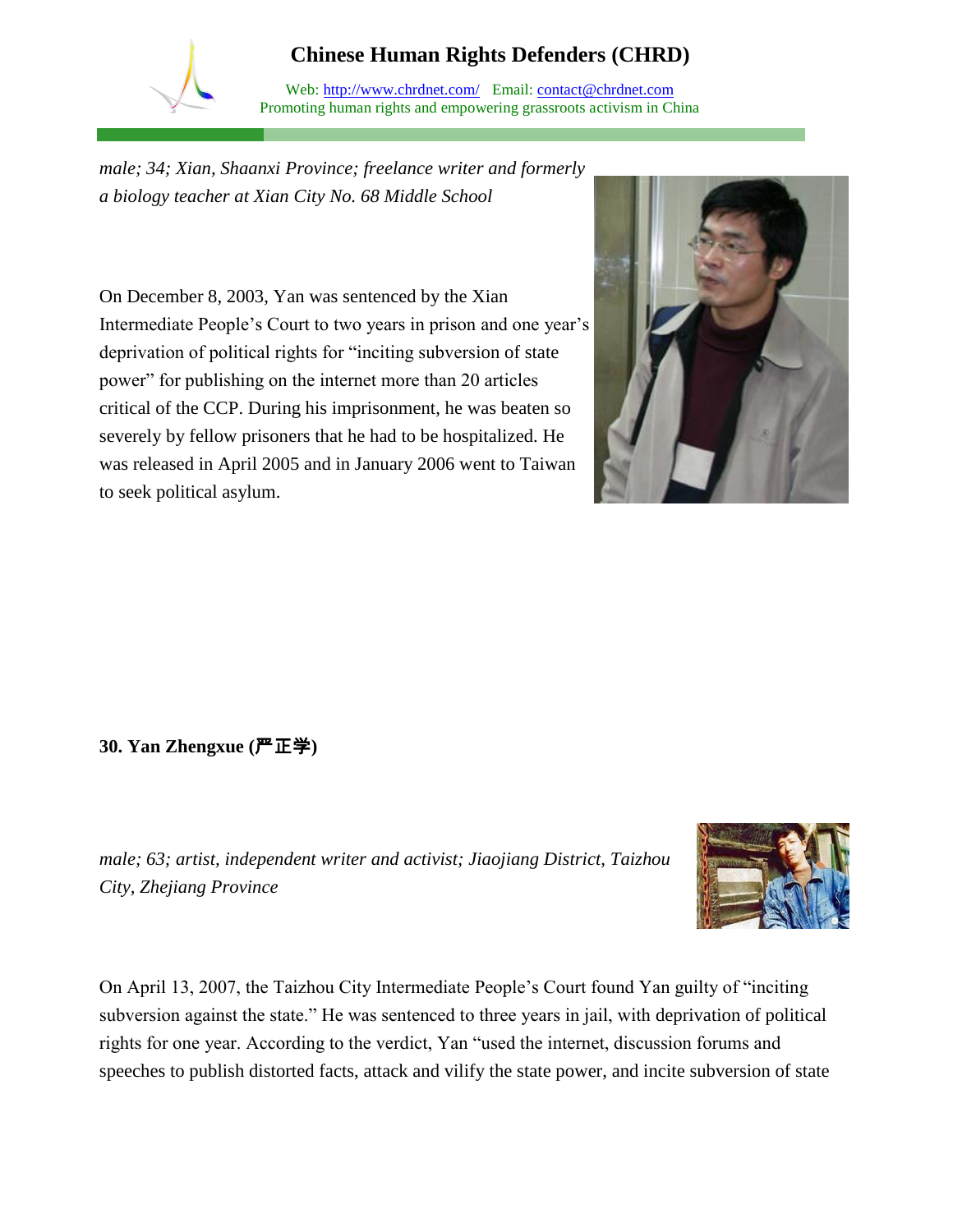*male; 34; Xian, Shaanxi Province; freelance writer and formerly a biology teacher at Xian City No. 68 Middle School*

On December 8, 2003, Yan was sentenced by the Xian Intermediate People's Court to two years in prison and one year's deprivation of political rights for "inciting subversion of state power" for publishing on the internet more than 20 articles critical of the CCP. During his imprisonment, he was beaten so severely by fellow prisoners that he had to be hospitalized. He was released in April 2005 and in January 2006 went to Taiwan to seek political asylum.

**30. Yan Zhengxue (严正学)**

*male; 63; artist, independent writer and activist; Jiaojiang District, Taizhou City, Zhejiang Province*

On April 13, 2007, the Taizhou City Intermediate People's Court found Yan guilty of "inciting subversion against the state." He was sentenced to three years in jail, with deprivation of political rights for one year. According to the verdict, Yan "used the internet, discussion forums and speeches to publish distorted facts, attack and vilify the state power, and incite subversion of state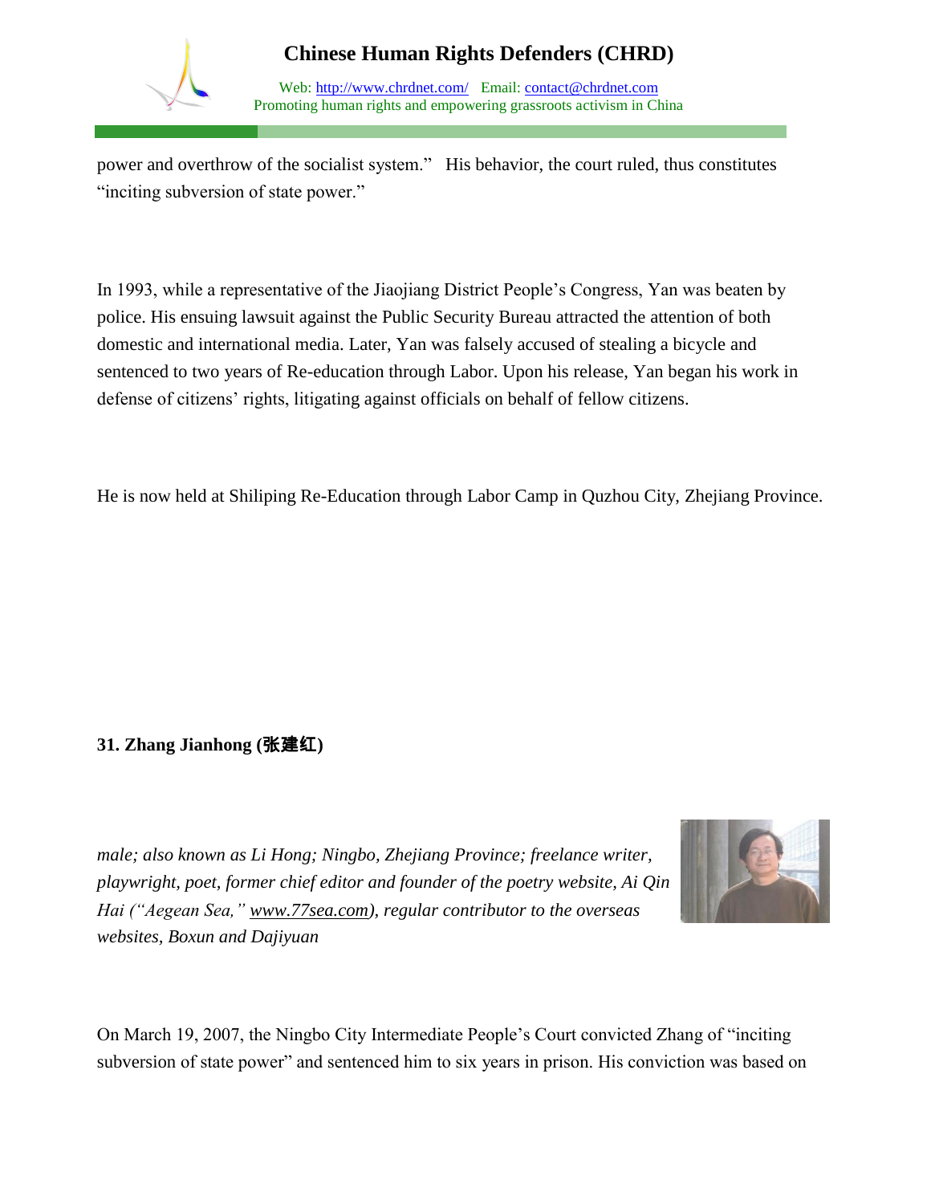power and overthrow of the socialist system." His behavior, the court ruled, thus constitutes "inciting subversion of state power."

In 1993, while a representative of the Jiaojiang District People's Congress, Yan was beaten by police. His ensuing lawsuit against the Public Security Bureau attracted the attention of both domestic and international media. Later, Yan was falsely accused of stealing a bicycle and sentenced to two years of Re-education through Labor. Upon his release, Yan began his work in defense of citizens' rights, litigating against officials on behalf of fellow citizens.

He is now held at Shiliping Re-Education through Labor Camp in Quzhou City, Zhejiang Province.

### 31. Zhang Jianhong (张建红)

*male; also known as Li Hong; Ningbo, Zhejiang Province; freelance writer, playwright, poet, former chief editor and founder of the poetry website, Ai Qin Hai ("Aegean Sea," www.77sea.com), regular contributor to the overseas websites, Boxun and Dajiyuan*

On March 19, 2007, the Ningbo City Intermediate People's Court convicted Zhang of "inciting subversion of state power" and sentenced him to six years in prison. His conviction was based on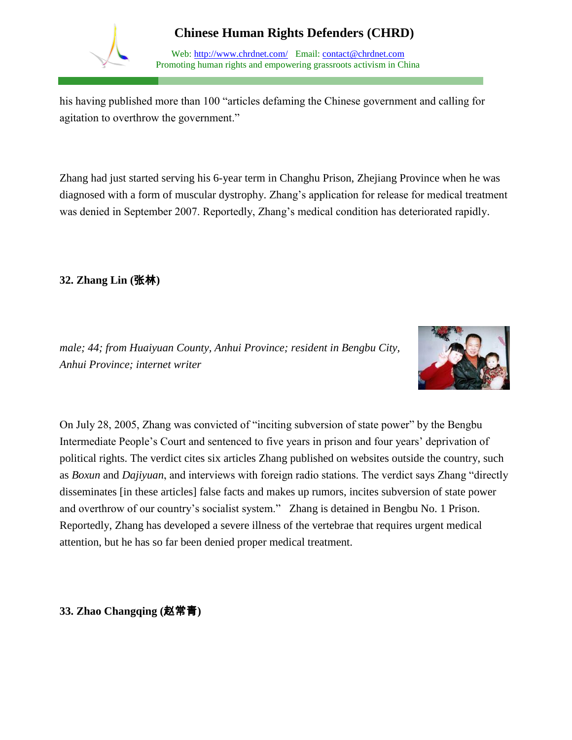his having published more than 100 “articles defaming the Chinese government and calling for agitation to overthrow the government.”

Zhang had just started serving his 6-year term in Changhu Prison, Zhejiang Province when he was diagnosed with a form of muscular dystrophy. Zhang’s application for release for medical treatment was denied in September 2007. Reportedly, Zhang’s medical condition has deteriorated rapidly.

**32. Zhang Lin (张林)**

*male; 44; from Huaiyuan County, Anhui Province; resident in Bengbu City, Anhui Province; internet writer*

On July 28, 2005, Zhang was convicted of “inciting subversion of state power” by the Bengbu Intermediate People’s Court and sentenced to five years in prison and four years’ deprivation of political rights. The verdict cites six articles Zhang published on websites outside the country, such as *Boxun* and *Dajiyuan*, and interviews with foreign radio stations. The verdict says Zhang “directly disseminates [in these articles] false facts and makes up rumors, incites subversion of state power and overthrow of our country’s socialist system.” Zhang is detained in Bengbu No. 1 Prison. Reportedly, Zhang has developed a severe illness of the vertebrae that requires urgent medical attention, but he has so far been denied proper medical treatment.

**33. Zhao Changqing (赵常青)**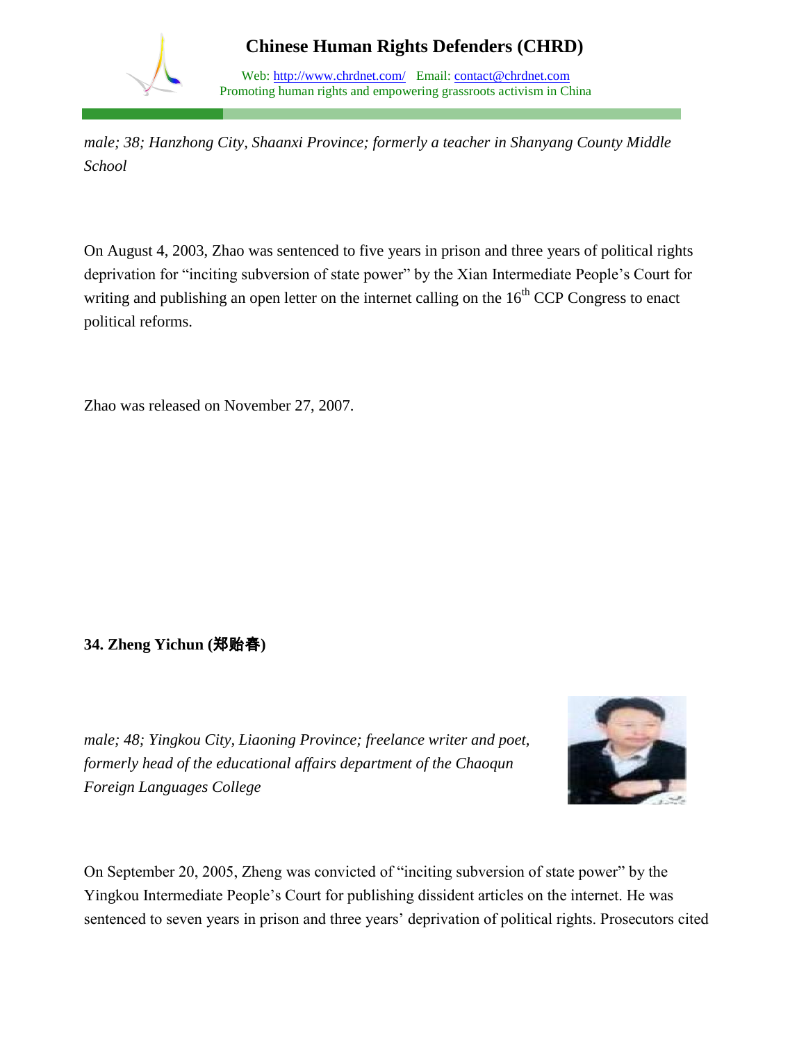*male; 38; Hanzhong City, Shaanxi Province; formerly a teacher in Shanyang County Middle School*

On August 4, 2003, Zhao was sentenced to five years in prison and three years of political rights deprivation for “inciting subversion of state power” by the Xian Intermediate People’s Court for writing and publishing an open letter on the internet calling on the 16th CCP Congress to enact political reforms.

Zhao was released on November 27, 2007.

**34. Zheng Yichun (郑贻春)**

*male; 48; Yingkou City, Liaoning Province; freelance writer and poet, formerly head of the educational affairs department of the Chaoqun Foreign Languages College*

On September 20, 2005, Zheng was convicted of “inciting subversion of state power” by the Yingkou Intermediate People’s Court for publishing dissident articles on the internet. He was sentenced to seven years in prison and three years’ deprivation of political rights. Prosecutors cited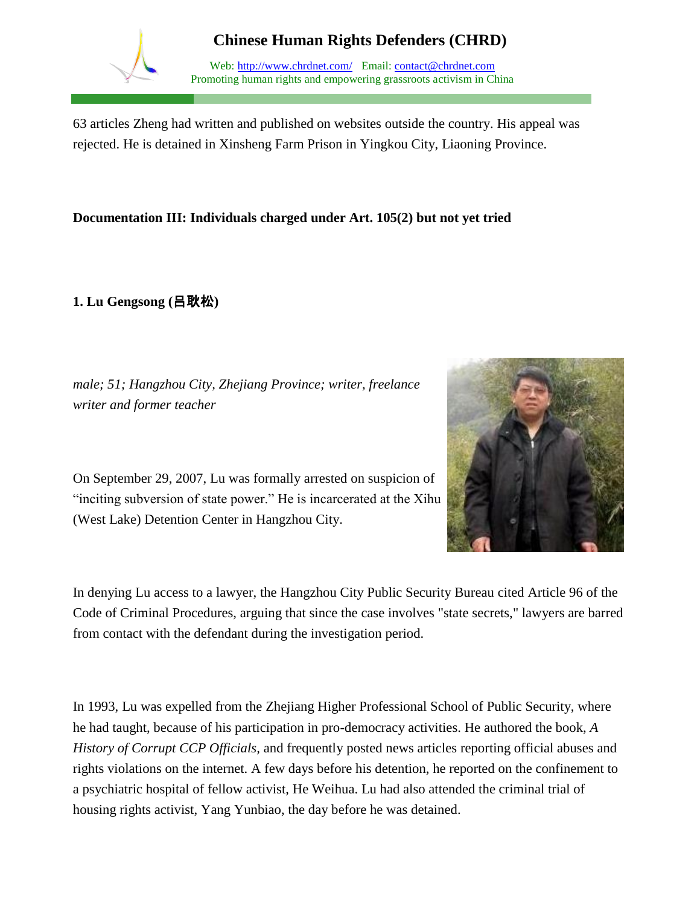63 articles Zheng had written and published on websites outside the country. His appeal was rejected. He is detained in Xinsheng Farm Prison in Yingkou City, Liaoning Province.

**Documentation III: Individuals charged under Art. 105(2) but not yet tried**

**1. Lu Gengsong (吕耿松)**

*male; 51; Hangzhou City, Zhejiang Province; writer, freelance writer and former teacher*

On September 29, 2007, Lu was formally arrested on suspicion of "inciting subversion of state power." He is incarcerated at the Xihu (West Lake) Detention Center in Hangzhou City.

In denying Lu access to a lawyer, the Hangzhou City Public Security Bureau cited Article 96 of the Code of Criminal Procedures, arguing that since the case involves "state secrets," lawyers are barred from contact with the defendant during the investigation period.

In 1993, Lu was expelled from the Zhejiang Higher Professional School of Public Security, where he had taught, because of his participation in pro-democracy activities. He authored the book, *A History of Corrupt CCP Officials,* and frequently posted news articles reporting official abuses and rights violations on the internet. A few days before his detention, he reported on the confinement to a psychiatric hospital of fellow activist, He Weihua. Lu had also attended the criminal trial of housing rights activist, Yang Yunbiao, the day before he was detained.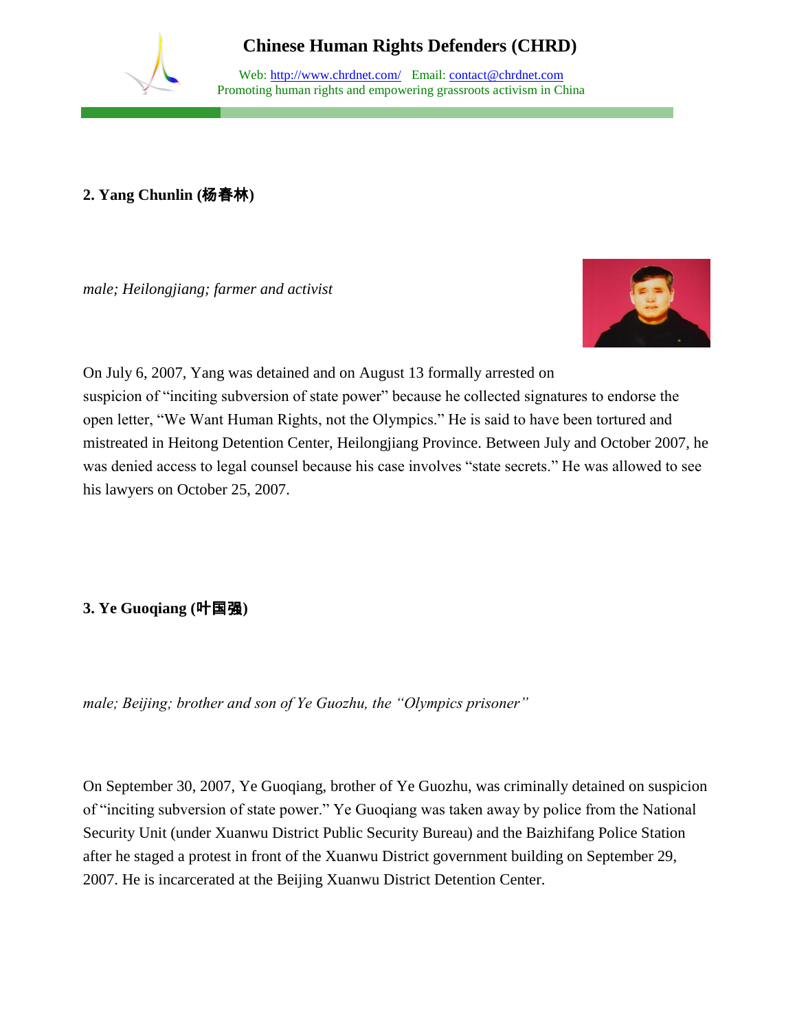**2. Yang Chunlin (杨春林)**

*male; Heilongjiang; farmer and activist*

On July 6, 2007, Yang was detained and on August 13 formally arrested on suspicion of "inciting subversion of state power" because he collected signatures to endorse the open letter, "We Want Human Rights, not the Olympics." He is said to have been tortured and mistreated in Heitong Detention Center, Heilongjiang Province. Between July and October 2007, he was denied access to legal counsel because his case involves "state secrets." He was allowed to see his lawyers on October 25, 2007.

**3. Ye Guoqiang (叶国强)**

*male; Beijing; brother and son of Ye Guozhu, the "Olympics prisoner"*

On September 30, 2007, Ye Guoqiang, brother of Ye Guozhu, was criminally detained on suspicion of "inciting subversion of state power." Ye Guoqiang was taken away by police from the National Security Unit (under Xuanwu District Public Security Bureau) and the Baizhifang Police Station after he staged a protest in front of the Xuanwu District government building on September 29, 2007. He is incarcerated at the Beijing Xuanwu District Detention Center.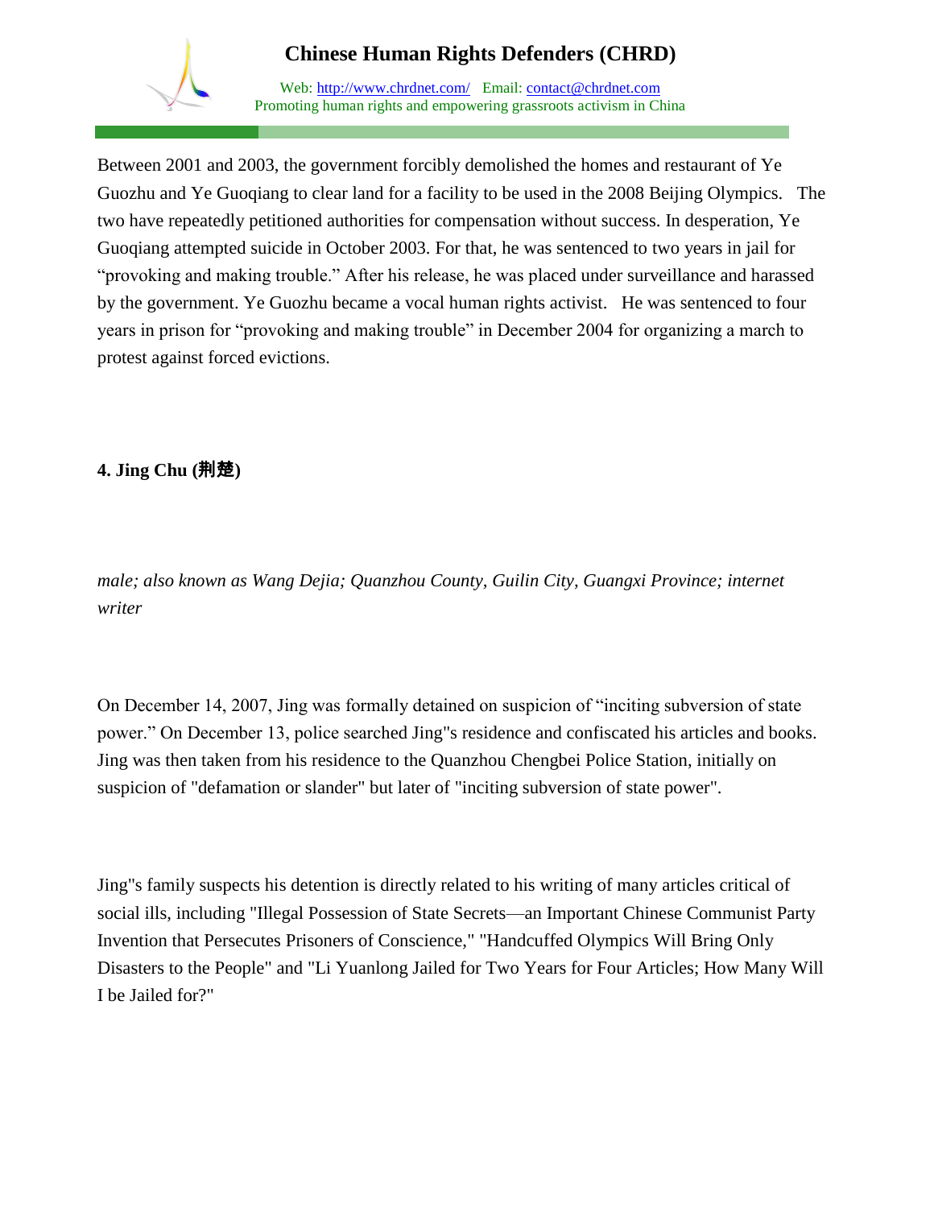Between 2001 and 2003, the government forcibly demolished the homes and restaurant of Ye Guozhu and Ye Guoqiang to clear land for a facility to be used in the 2008 Beijing Olympics. The two have repeatedly petitioned authorities for compensation without success. In desperation, Ye Guoqiang attempted suicide in October 2003. For that, he was sentenced to two years in jail for "provoking and making trouble." After his release, he was placed under surveillance and harassed by the government. Ye Guozhu became a vocal human rights activist. He was sentenced to four years in prison for "provoking and making trouble" in December 2004 for organizing a march to protest against forced evictions.

**4. Jing Chu (荆楚)**

*male; also known as Wang Dejia; Quanzhou County, Guilin City, Guangxi Province; internet writer*

On December 14, 2007, Jing was formally detained on suspicion of "inciting subversion of state power." On December 13, police searched Jing"s residence and confiscated his articles and books. Jing was then taken from his residence to the Quanzhou Chengbei Police Station, initially on suspicion of "defamation or slander" but later of "inciting subversion of state power".

Jing"s family suspects his detention is directly related to his writing of many articles critical of social ills, including "Illegal Possession of State Secrets—an Important Chinese Communist Party Invention that Persecutes Prisoners of Conscience," "Handcuffed Olympics Will Bring Only Disasters to the People" and "Li Yuanlong Jailed for Two Years for Four Articles; How Many Will I be Jailed for?"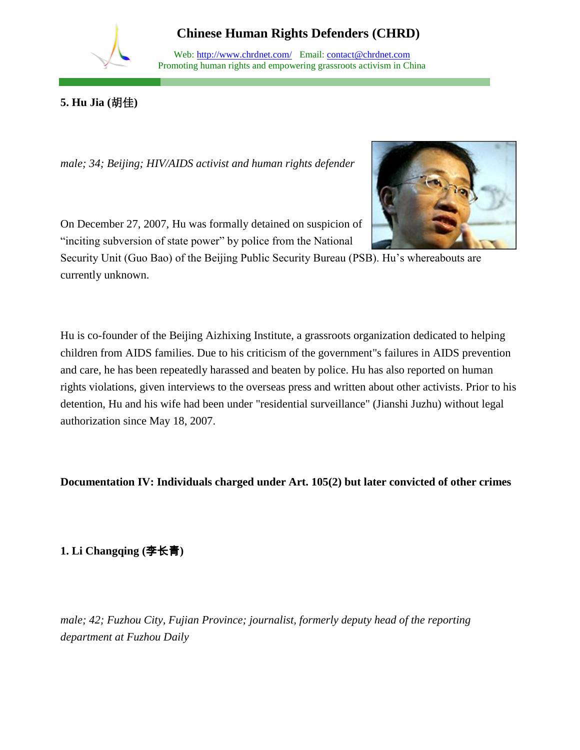**5. Hu Jia (胡佳)**

*male; 34; Beijing; HIV/AIDS activist and human rights defender*

On December 27, 2007, Hu was formally detained on suspicion of "inciting subversion of state power" by police from the National Security Unit (Guo Bao) of the Beijing Public Security Bureau (PSB). Hu's whereabouts are currently unknown.

Hu is co-founder of the Beijing Aizhixing Institute, a grassroots organization dedicated to helping children from AIDS families. Due to his criticism of the government"s failures in AIDS prevention and care, he has been repeatedly harassed and beaten by police. Hu has also reported on human rights violations, given interviews to the overseas press and written about other activists. Prior to his detention, Hu and his wife had been under "residential surveillance" (Jianshi Juzhu) without legal authorization since May 18, 2007.

**Documentation IV: Individuals charged under Art. 105(2) but later convicted of other crimes**

**1. Li Changqing (李长青)**

*male; 42; Fuzhou City, Fujian Province; journalist, formerly deputy head of the reporting department at Fuzhou Daily*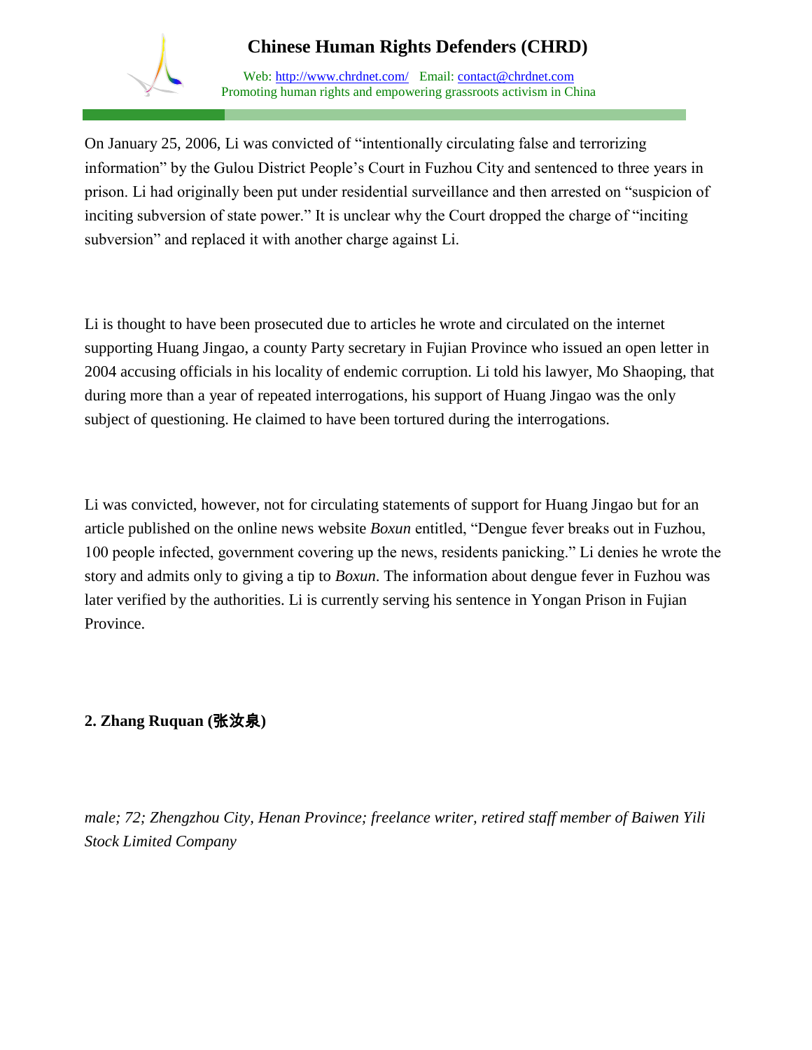On January 25, 2006, Li was convicted of "intentionally circulating false and terrorizing information" by the Gulou District People's Court in Fuzhou City and sentenced to three years in prison. Li had originally been put under residential surveillance and then arrested on "suspicion of inciting subversion of state power." It is unclear why the Court dropped the charge of "inciting subversion" and replaced it with another charge against Li.

Li is thought to have been prosecuted due to articles he wrote and circulated on the internet supporting Huang Jingao, a county Party secretary in Fujian Province who issued an open letter in 2004 accusing officials in his locality of endemic corruption. Li told his lawyer, Mo Shaoping, that during more than a year of repeated interrogations, his support of Huang Jingao was the only subject of questioning. He claimed to have been tortured during the interrogations.

Li was convicted, however, not for circulating statements of support for Huang Jingao but for an article published on the online news website *Boxun* entitled, "Dengue fever breaks out in Fuzhou, 100 people infected, government covering up the news, residents panicking." Li denies he wrote the story and admits only to giving a tip to *Boxun*. The information about dengue fever in Fuzhou was later verified by the authorities. Li is currently serving his sentence in Yongan Prison in Fujian Province.

**2. Zhang Ruquan (张汝泉)**

*male; 72; Zhengzhou City, Henan Province; freelance writer, retired staff member of Baiwen Yili Stock Limited Company*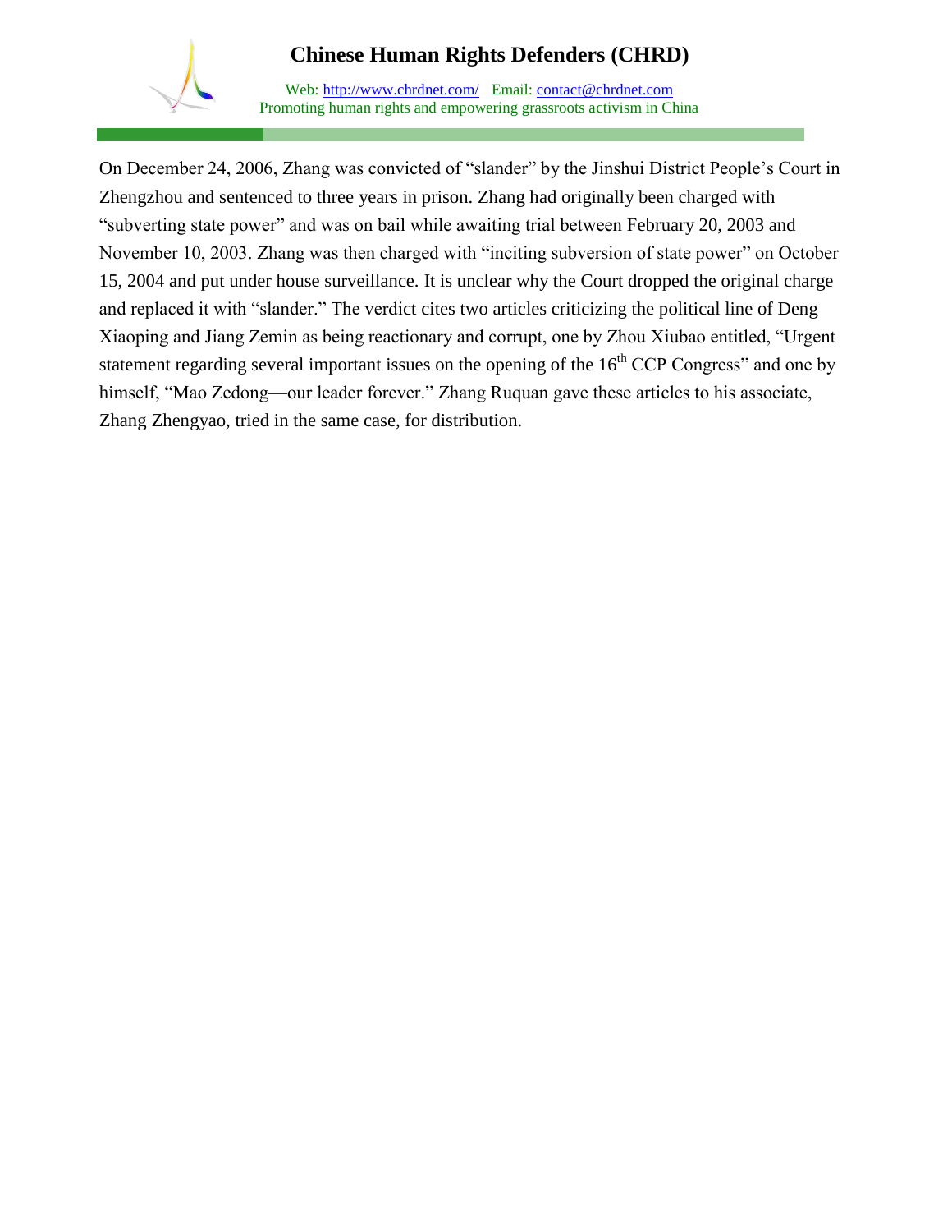On December 24, 2006, Zhang was convicted of "slander" by the Jinshui District People's Court in Zhengzhou and sentenced to three years in prison. Zhang had originally been charged with "subverting state power" and was on bail while awaiting trial between February 20, 2003 and November 10, 2003. Zhang was then charged with "inciting subversion of state power" on October 15, 2004 and put under house surveillance. It is unclear why the Court dropped the original charge and replaced it with "slander." The verdict cites two articles criticizing the political line of Deng Xiaoping and Jiang Zemin as being reactionary and corrupt, one by Zhou Xiubao entitled, "Urgent statement regarding several important issues on the opening of the 16th CCP Congress" and one by himself, "Mao Zedong—our leader forever." Zhang Ruquan gave these articles to his associate, Zhang Zhengyao, tried in the same case, for distribution.